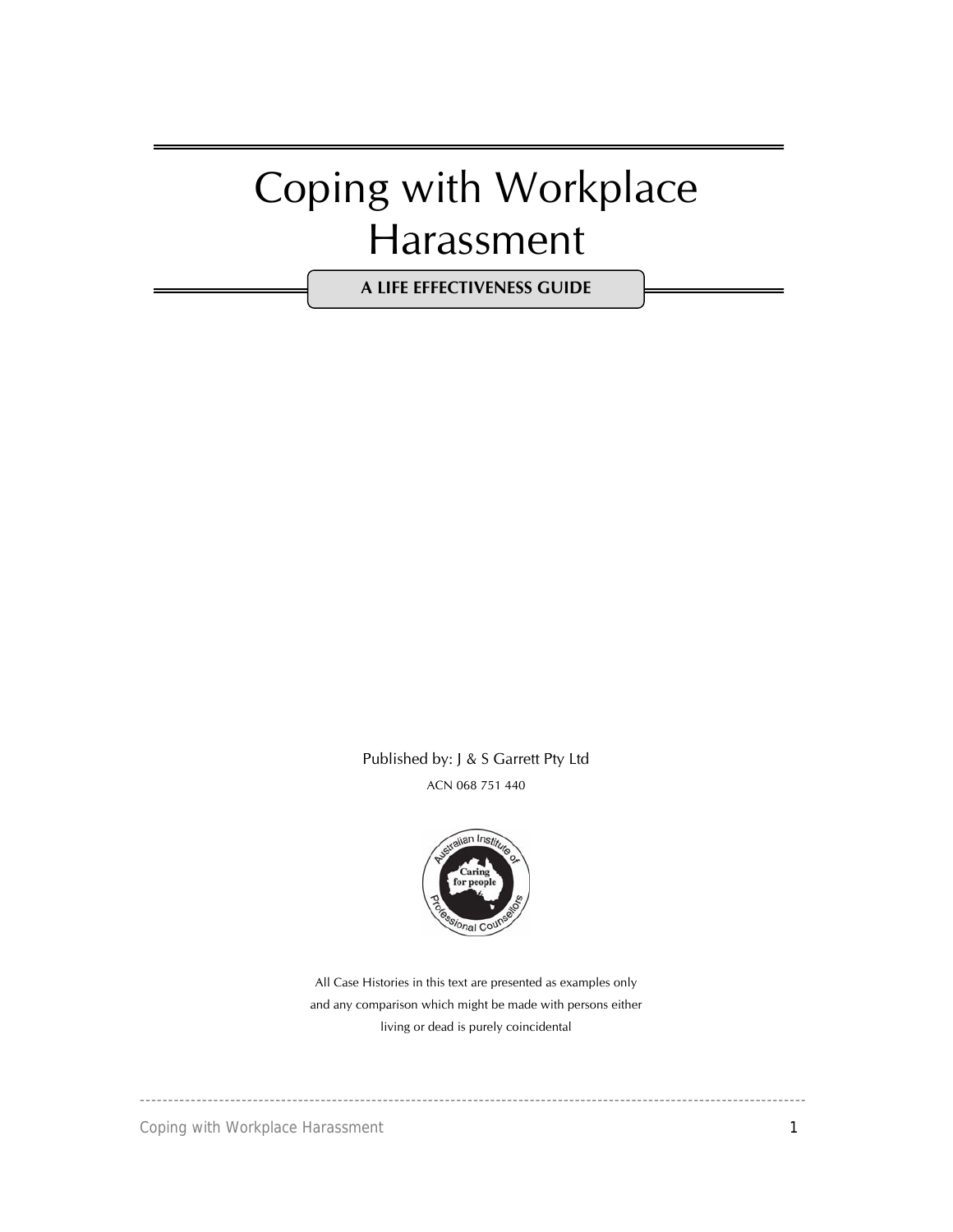# Coping with Workplace Harassment

**A LIFE EFFECTIVENESS GUIDE**

Published by: J & S Garrett Pty Ltd

ACN 068 751 440

All Case Histories in this text are presented as examples only and any comparison which might be made with persons either living or dead is purely coincidental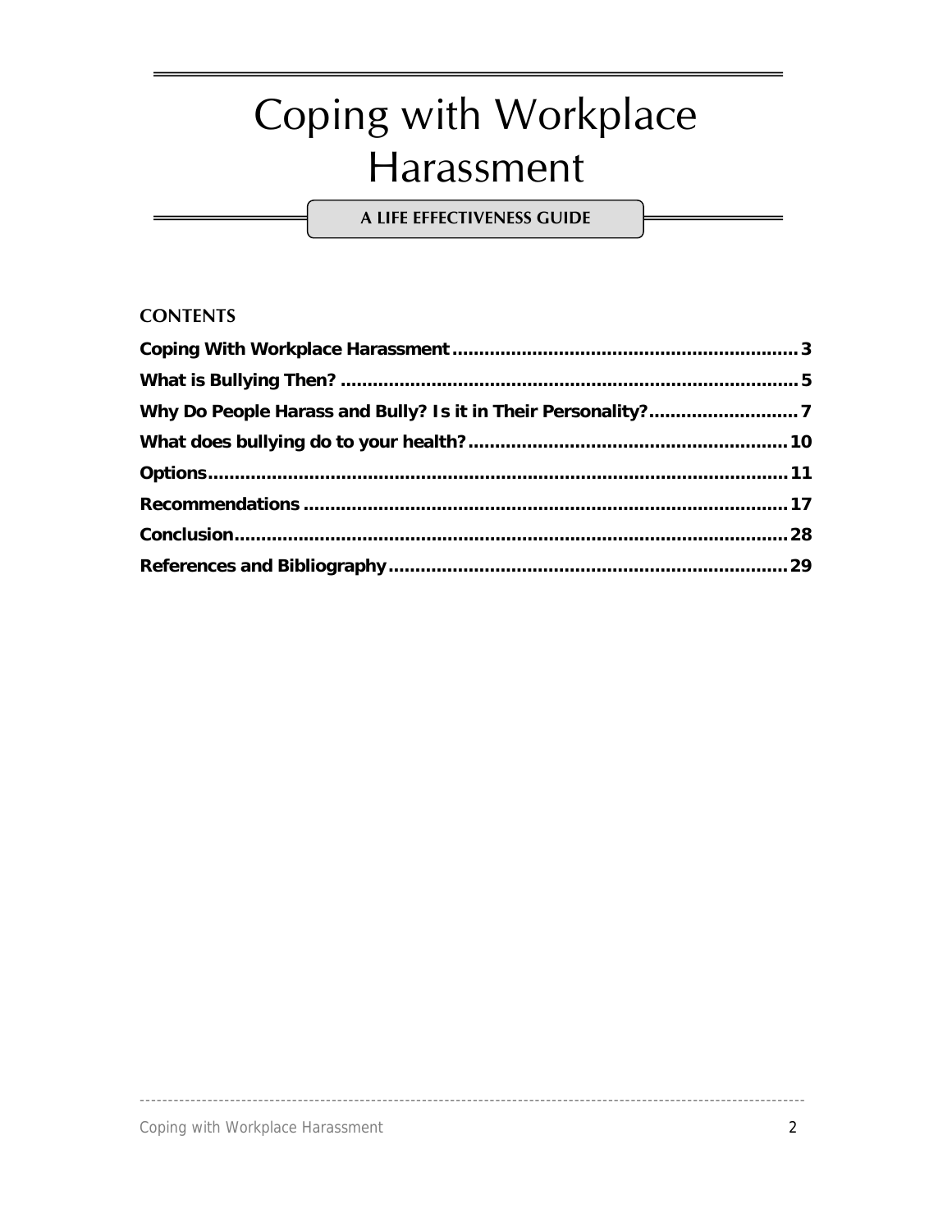# Coping with Workplace Harassment

**A LIFE EFFECTIVENESS GUIDE**

## CONTENTS

**Coping With Workplace Harassment** .......... 3

**What is Bullying Then?** .......... 5

**Why Do People Harass and Bully? Is it in Their Personality?** .......... 7

**What does bullying do to your health?** .......... 10

**Options** .......... 11

**Recommendations** .......... 17

**Conclusion** .......... 28

**References and Bibliography** .......... 29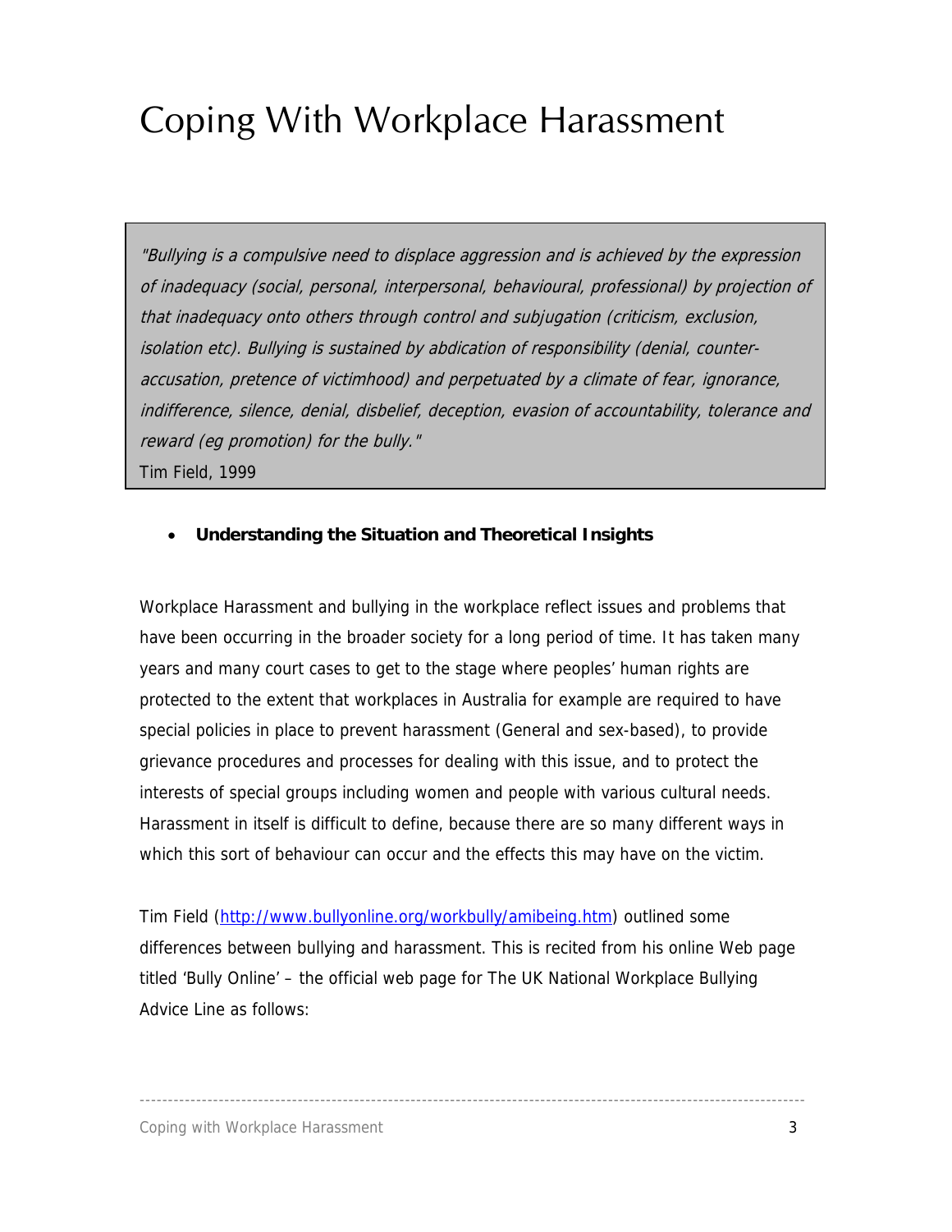# Coping With Workplace Harassment

> *"Bullying is a compulsive need to displace aggression and is achieved by the expression of inadequacy (social, personal, interpersonal, behavioural, professional) by projection of that inadequacy onto others through control and subjugation (criticism, exclusion, isolation etc). Bullying is sustained by abdication of responsibility (denial, counter-accusation, pretence of victimhood) and perpetuated by a climate of fear, ignorance, indifference, silence, denial, disbelief, deception, evasion of accountability, tolerance and reward (eg promotion) for the bully."*
>
> Tim Field, 1999

- **Understanding the Situation and Theoretical Insights**

Workplace Harassment and bullying in the workplace reflect issues and problems that have been occurring in the broader society for a long period of time. It has taken many years and many court cases to get to the stage where peoples' human rights are protected to the extent that workplaces in Australia for example are required to have special policies in place to prevent harassment (General and sex-based), to provide grievance procedures and processes for dealing with this issue, and to protect the interests of special groups including women and people with various cultural needs. Harassment in itself is difficult to define, because there are so many different ways in which this sort of behaviour can occur and the effects this may have on the victim.

Tim Field (http://www.bullyonline.org/workbully/amibeing.htm) outlined some differences between bullying and harassment. This is recited from his online Web page titled 'Bully Online' – the official web page for The UK National Workplace Bullying Advice Line as follows: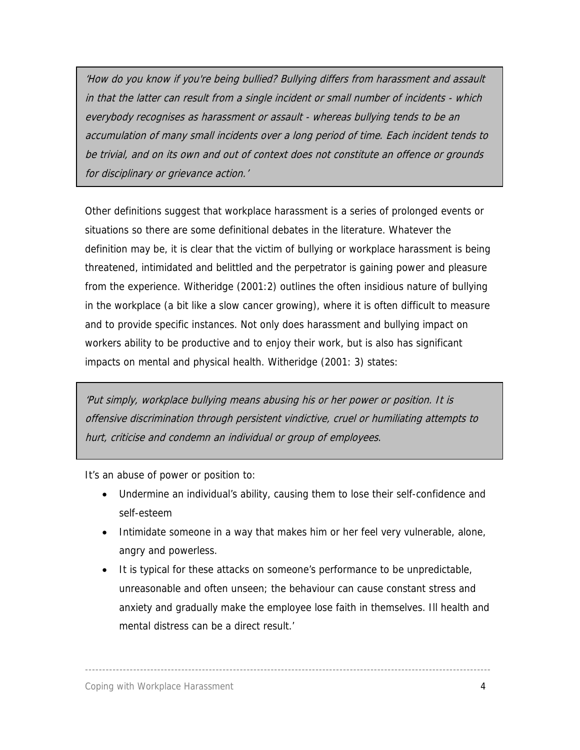> *'How do you know if you're being bullied? Bullying differs from harassment and assault in that the latter can result from a single incident or small number of incidents - which everybody recognises as harassment or assault - whereas bullying tends to be an accumulation of many small incidents over a long period of time. Each incident tends to be trivial, and on its own and out of context does not constitute an offence or grounds for disciplinary or grievance action.'*

Other definitions suggest that workplace harassment is a series of prolonged events or situations so there are some definitional debates in the literature. Whatever the definition may be, it is clear that the victim of bullying or workplace harassment is being threatened, intimidated and belittled and the perpetrator is gaining power and pleasure from the experience. Witheridge (2001:2) outlines the often insidious nature of bullying in the workplace (a bit like a slow cancer growing), where it is often difficult to measure and to provide specific instances. Not only does harassment and bullying impact on workers ability to be productive and to enjoy their work, but is also has significant impacts on mental and physical health. Witheridge (2001: 3) states:

> *'Put simply, workplace bullying means abusing his or her power or position. It is offensive discrimination through persistent vindictive, cruel or humiliating attempts to hurt, criticise and condemn an individual or group of employees.*

It's an abuse of power or position to:

- Undermine an individual's ability, causing them to lose their self-confidence and self-esteem
- Intimidate someone in a way that makes him or her feel very vulnerable, alone, angry and powerless.
- It is typical for these attacks on someone's performance to be unpredictable, unreasonable and often unseen; the behaviour can cause constant stress and anxiety and gradually make the employee lose faith in themselves. Ill health and mental distress can be a direct result.'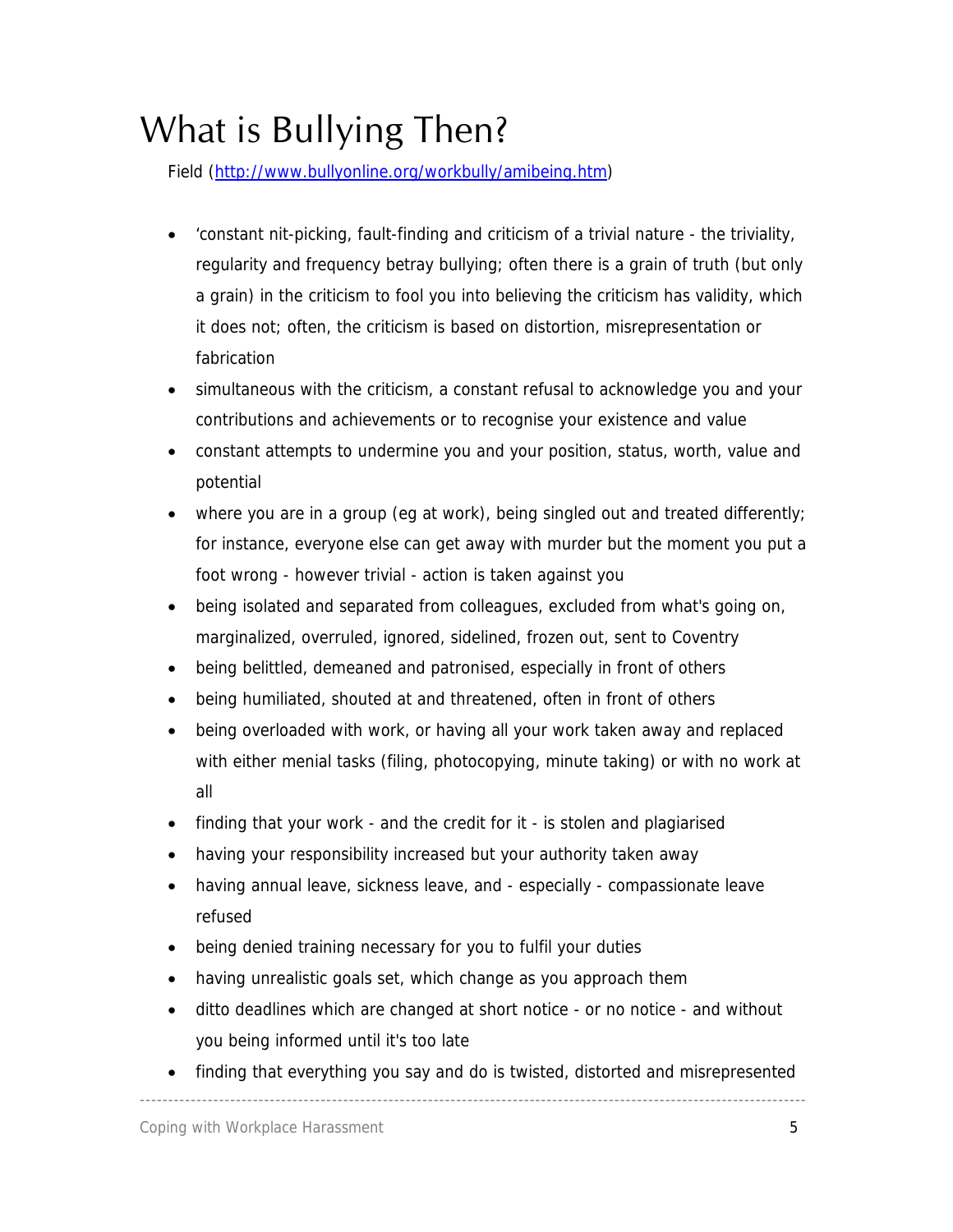# What is Bullying Then?

Field (http://www.bullyonline.org/workbully/amibeing.htm)

- 'constant nit-picking, fault-finding and criticism of a trivial nature - the triviality, regularity and frequency betray bullying; often there is a grain of truth (but only a grain) in the criticism to fool you into believing the criticism has validity, which it does not; often, the criticism is based on distortion, misrepresentation or fabrication
- simultaneous with the criticism, a constant refusal to acknowledge you and your contributions and achievements or to recognise your existence and value
- constant attempts to undermine you and your position, status, worth, value and potential
- where you are in a group (eg at work), being singled out and treated differently; for instance, everyone else can get away with murder but the moment you put a foot wrong - however trivial - action is taken against you
- being isolated and separated from colleagues, excluded from what's going on, marginalized, overruled, ignored, sidelined, frozen out, sent to Coventry
- being belittled, demeaned and patronised, especially in front of others
- being humiliated, shouted at and threatened, often in front of others
- being overloaded with work, or having all your work taken away and replaced with either menial tasks (filing, photocopying, minute taking) or with no work at all
- finding that your work - and the credit for it - is stolen and plagiarised
- having your responsibility increased but your authority taken away
- having annual leave, sickness leave, and - especially - compassionate leave refused
- being denied training necessary for you to fulfil your duties
- having unrealistic goals set, which change as you approach them
- ditto deadlines which are changed at short notice - or no notice - and without you being informed until it's too late
- finding that everything you say and do is twisted, distorted and misrepresented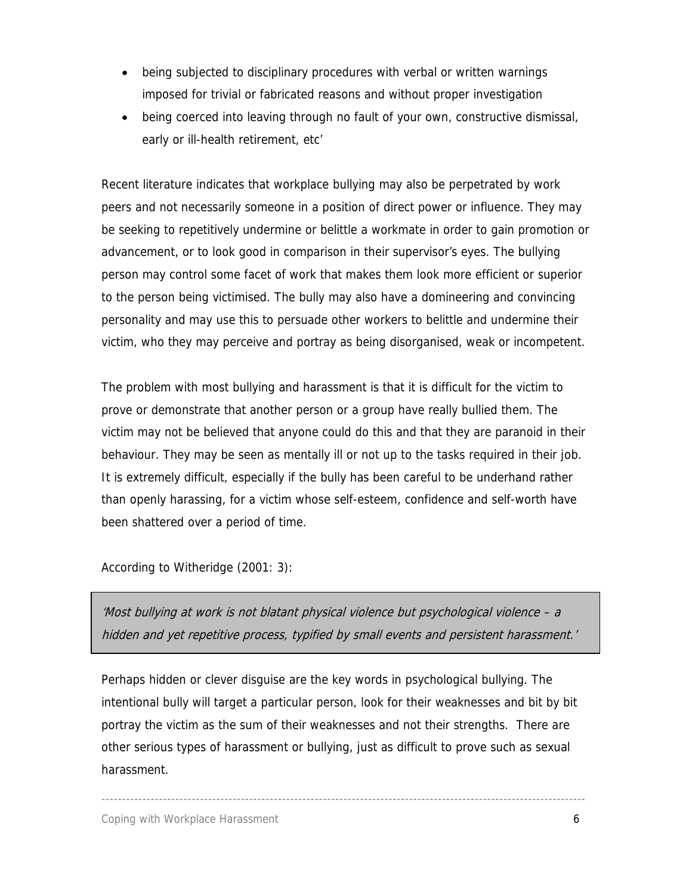- being subjected to disciplinary procedures with verbal or written warnings imposed for trivial or fabricated reasons and without proper investigation
- being coerced into leaving through no fault of your own, constructive dismissal, early or ill-health retirement, etc'

Recent literature indicates that workplace bullying may also be perpetrated by work peers and not necessarily someone in a position of direct power or influence. They may be seeking to repetitively undermine or belittle a workmate in order to gain promotion or advancement, or to look good in comparison in their supervisor's eyes. The bullying person may control some facet of work that makes them look more efficient or superior to the person being victimised. The bully may also have a domineering and convincing personality and may use this to persuade other workers to belittle and undermine their victim, who they may perceive and portray as being disorganised, weak or incompetent.

The problem with most bullying and harassment is that it is difficult for the victim to prove or demonstrate that another person or a group have really bullied them. The victim may not be believed that anyone could do this and that they are paranoid in their behaviour. They may be seen as mentally ill or not up to the tasks required in their job. It is extremely difficult, especially if the bully has been careful to be underhand rather than openly harassing, for a victim whose self-esteem, confidence and self-worth have been shattered over a period of time.

According to Witheridge (2001: 3):

> *'Most bullying at work is not blatant physical violence but psychological violence – a hidden and yet repetitive process, typified by small events and persistent harassment.'*

Perhaps hidden or clever disguise are the key words in psychological bullying. The intentional bully will target a particular person, look for their weaknesses and bit by bit portray the victim as the sum of their weaknesses and not their strengths. There are other serious types of harassment or bullying, just as difficult to prove such as sexual harassment.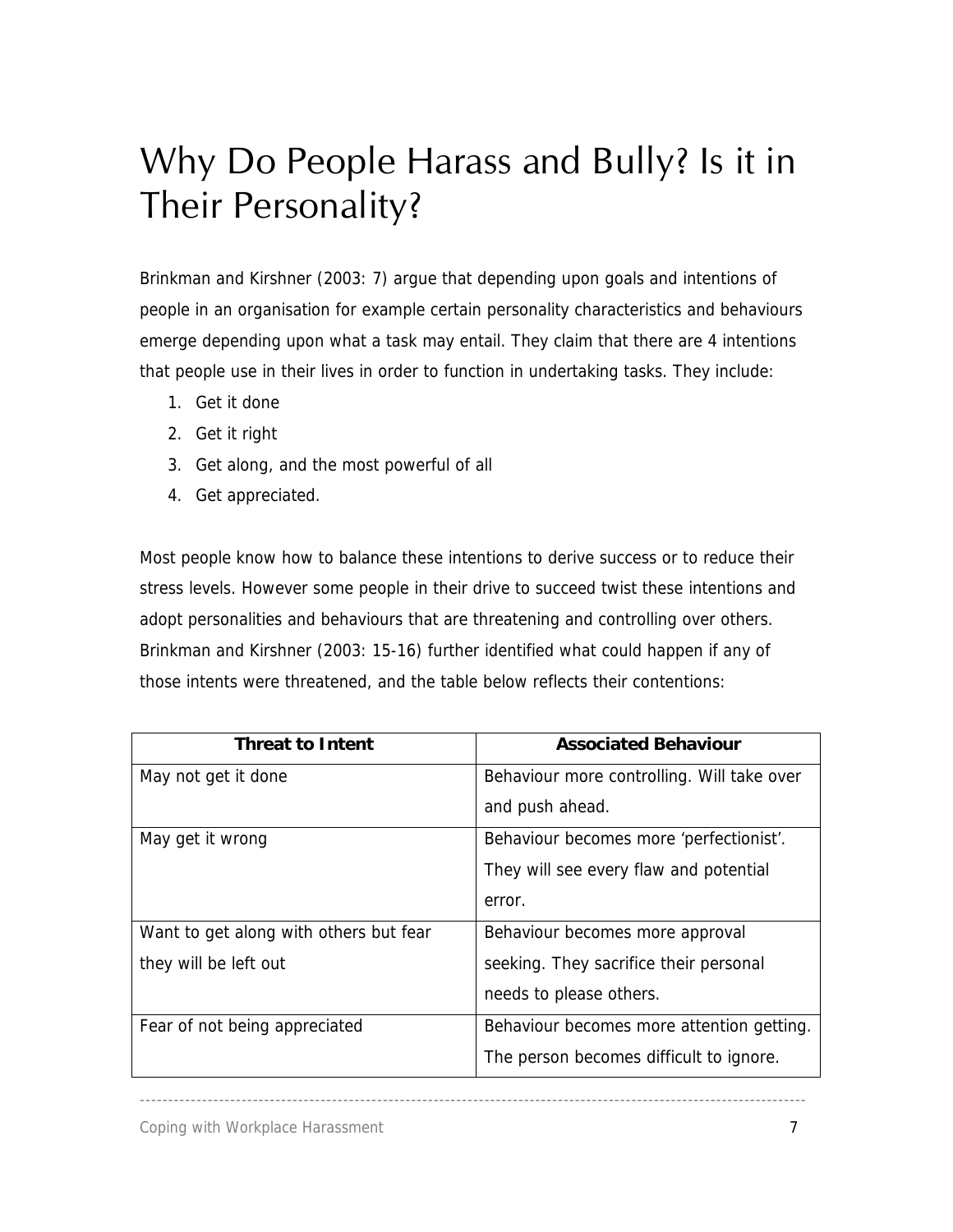# Why Do People Harass and Bully? Is it in Their Personality?

Brinkman and Kirshner (2003: 7) argue that depending upon goals and intentions of people in an organisation for example certain personality characteristics and behaviours emerge depending upon what a task may entail. They claim that there are 4 intentions that people use in their lives in order to function in undertaking tasks. They include:

1. Get it done
2. Get it right
3. Get along, and the most powerful of all
4. Get appreciated.

Most people know how to balance these intentions to derive success or to reduce their stress levels. However some people in their drive to succeed twist these intentions and adopt personalities and behaviours that are threatening and controlling over others. Brinkman and Kirshner (2003: 15-16) further identified what could happen if any of those intents were threatened, and the table below reflects their contentions:

| Threat to Intent | Associated Behaviour |
|---|---|
| May not get it done | Behaviour more controlling. Will take over and push ahead. |
| May get it wrong | Behaviour becomes more 'perfectionist'. They will see every flaw and potential error. |
| Want to get along with others but fear they will be left out | Behaviour becomes more approval seeking. They sacrifice their personal needs to please others. |
| Fear of not being appreciated | Behaviour becomes more attention getting. The person becomes difficult to ignore. |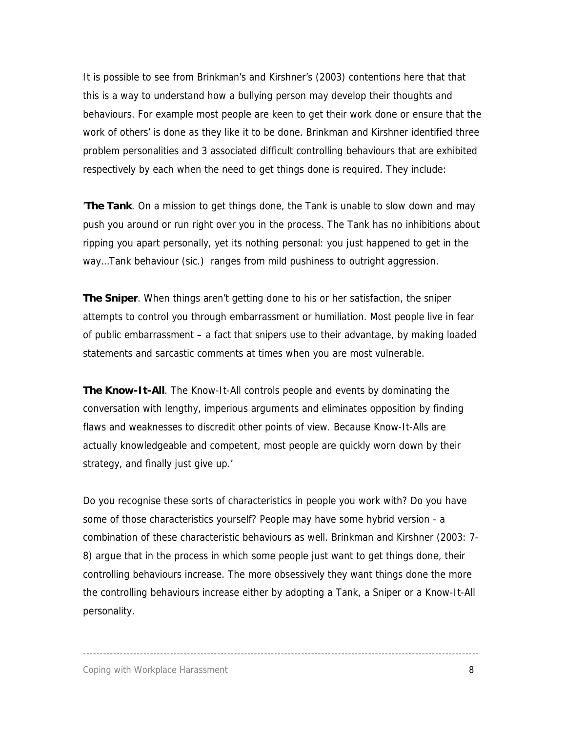It is possible to see from Brinkman's and Kirshner's (2003) contentions here that that this is a way to understand how a bullying person may develop their thoughts and behaviours. For example most people are keen to get their work done or ensure that the work of others' is done as they like it to be done. Brinkman and Kirshner identified three problem personalities and 3 associated difficult controlling behaviours that are exhibited respectively by each when the need to get things done is required. They include:

'**The Tank**. On a mission to get things done, the Tank is unable to slow down and may push you around or run right over you in the process. The Tank has no inhibitions about ripping you apart personally, yet its nothing personal: you just happened to get in the way…Tank behaviour (sic.) ranges from mild pushiness to outright aggression.

**The Sniper**. When things aren't getting done to his or her satisfaction, the sniper attempts to control you through embarrassment or humiliation. Most people live in fear of public embarrassment – a fact that snipers use to their advantage, by making loaded statements and sarcastic comments at times when you are most vulnerable.

**The Know-It-All**. The Know-It-All controls people and events by dominating the conversation with lengthy, imperious arguments and eliminates opposition by finding flaws and weaknesses to discredit other points of view. Because Know-It-Alls are actually knowledgeable and competent, most people are quickly worn down by their strategy, and finally just give up.'

Do you recognise these sorts of characteristics in people you work with? Do you have some of those characteristics yourself? People may have some hybrid version - a combination of these characteristic behaviours as well. Brinkman and Kirshner (2003: 7-8) argue that in the process in which some people just want to get things done, their controlling behaviours increase. The more obsessively they want things done the more the controlling behaviours increase either by adopting a Tank, a Sniper or a Know-It-All personality.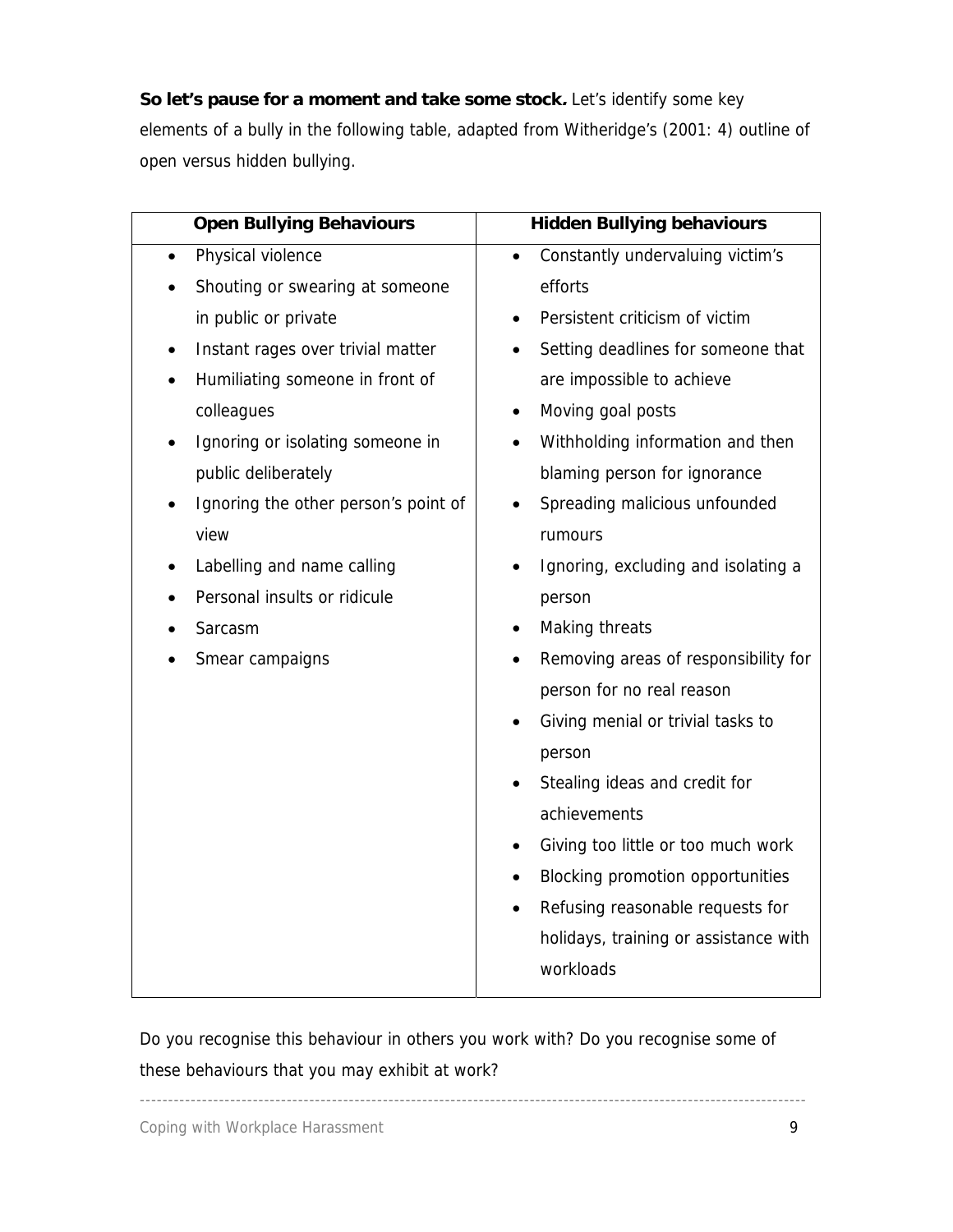**So let's pause for a moment and take some stock.** Let's identify some key elements of a bully in the following table, adapted from Witheridge's (2001: 4) outline of open versus hidden bullying.

| Open Bullying Behaviours | Hidden Bullying behaviours |
|---|---|
| • Physical violence<br>• Shouting or swearing at someone in public or private<br>• Instant rages over trivial matter<br>• Humiliating someone in front of colleagues<br>• Ignoring or isolating someone in public deliberately<br>• Ignoring the other person's point of view<br>• Labelling and name calling<br>• Personal insults or ridicule<br>• Sarcasm<br>• Smear campaigns | • Constantly undervaluing victim's efforts<br>• Persistent criticism of victim<br>• Setting deadlines for someone that are impossible to achieve<br>• Moving goal posts<br>• Withholding information and then blaming person for ignorance<br>• Spreading malicious unfounded rumours<br>• Ignoring, excluding and isolating a person<br>• Making threats<br>• Removing areas of responsibility for person for no real reason<br>• Giving menial or trivial tasks to person<br>• Stealing ideas and credit for achievements<br>• Giving too little or too much work<br>• Blocking promotion opportunities<br>• Refusing reasonable requests for holidays, training or assistance with workloads |

Do you recognise this behaviour in others you work with? Do you recognise some of these behaviours that you may exhibit at work?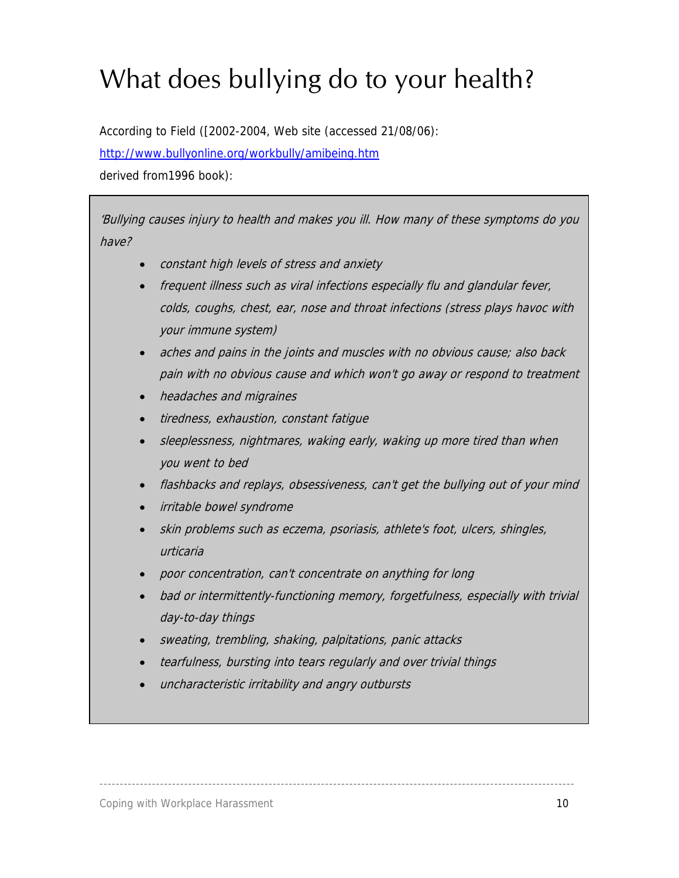# What does bullying do to your health?

According to Field ([2002-2004, Web site (accessed 21/08/06):

http://www.bullyonline.org/workbully/amibeing.htm

derived from1996 book):

> *'Bullying causes injury to health and makes you ill. How many of these symptoms do you have?*
>
> - *constant high levels of stress and anxiety*
> - *frequent illness such as viral infections especially flu and glandular fever, colds, coughs, chest, ear, nose and throat infections (stress plays havoc with your immune system)*
> - *aches and pains in the joints and muscles with no obvious cause; also back pain with no obvious cause and which won't go away or respond to treatment*
> - *headaches and migraines*
> - *tiredness, exhaustion, constant fatigue*
> - *sleeplessness, nightmares, waking early, waking up more tired than when you went to bed*
> - *flashbacks and replays, obsessiveness, can't get the bullying out of your mind*
> - *irritable bowel syndrome*
> - *skin problems such as eczema, psoriasis, athlete's foot, ulcers, shingles, urticaria*
> - *poor concentration, can't concentrate on anything for long*
> - *bad or intermittently-functioning memory, forgetfulness, especially with trivial day-to-day things*
> - *sweating, trembling, shaking, palpitations, panic attacks*
> - *tearfulness, bursting into tears regularly and over trivial things*
> - *uncharacteristic irritability and angry outbursts*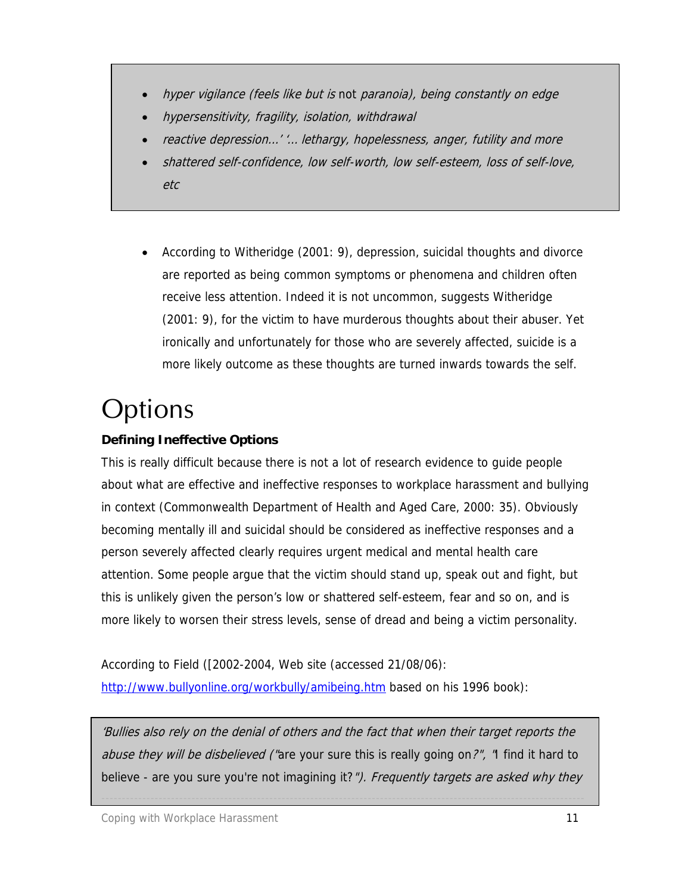- *hyper vigilance (feels like but is* not *paranoia), being constantly on edge*
- *hypersensitivity, fragility, isolation, withdrawal*
- *reactive depression…' '… lethargy, hopelessness, anger, futility and more*
- *shattered self-confidence, low self-worth, low self-esteem, loss of self-love, etc*

- According to Witheridge (2001: 9), depression, suicidal thoughts and divorce are reported as being common symptoms or phenomena and children often receive less attention. Indeed it is not uncommon, suggests Witheridge (2001: 9), for the victim to have murderous thoughts about their abuser. Yet ironically and unfortunately for those who are severely affected, suicide is a more likely outcome as these thoughts are turned inwards towards the self.

# Options

**Defining Ineffective Options**

This is really difficult because there is not a lot of research evidence to guide people about what are effective and ineffective responses to workplace harassment and bullying in context (Commonwealth Department of Health and Aged Care, 2000: 35). Obviously becoming mentally ill and suicidal should be considered as ineffective responses and a person severely affected clearly requires urgent medical and mental health care attention. Some people argue that the victim should stand up, speak out and fight, but this is unlikely given the person's low or shattered self-esteem, fear and so on, and is more likely to worsen their stress levels, sense of dread and being a victim personality.

According to Field ([2002-2004, Web site (accessed 21/08/06): http://www.bullyonline.org/workbully/amibeing.htm based on his 1996 book):

> *'Bullies also rely on the denial of others and the fact that when their target reports the abuse they will be disbelieved ("*are your sure this is really going on*?", "*I find it hard to believe - are you sure you're not imagining it?*"). Frequently targets are asked why they*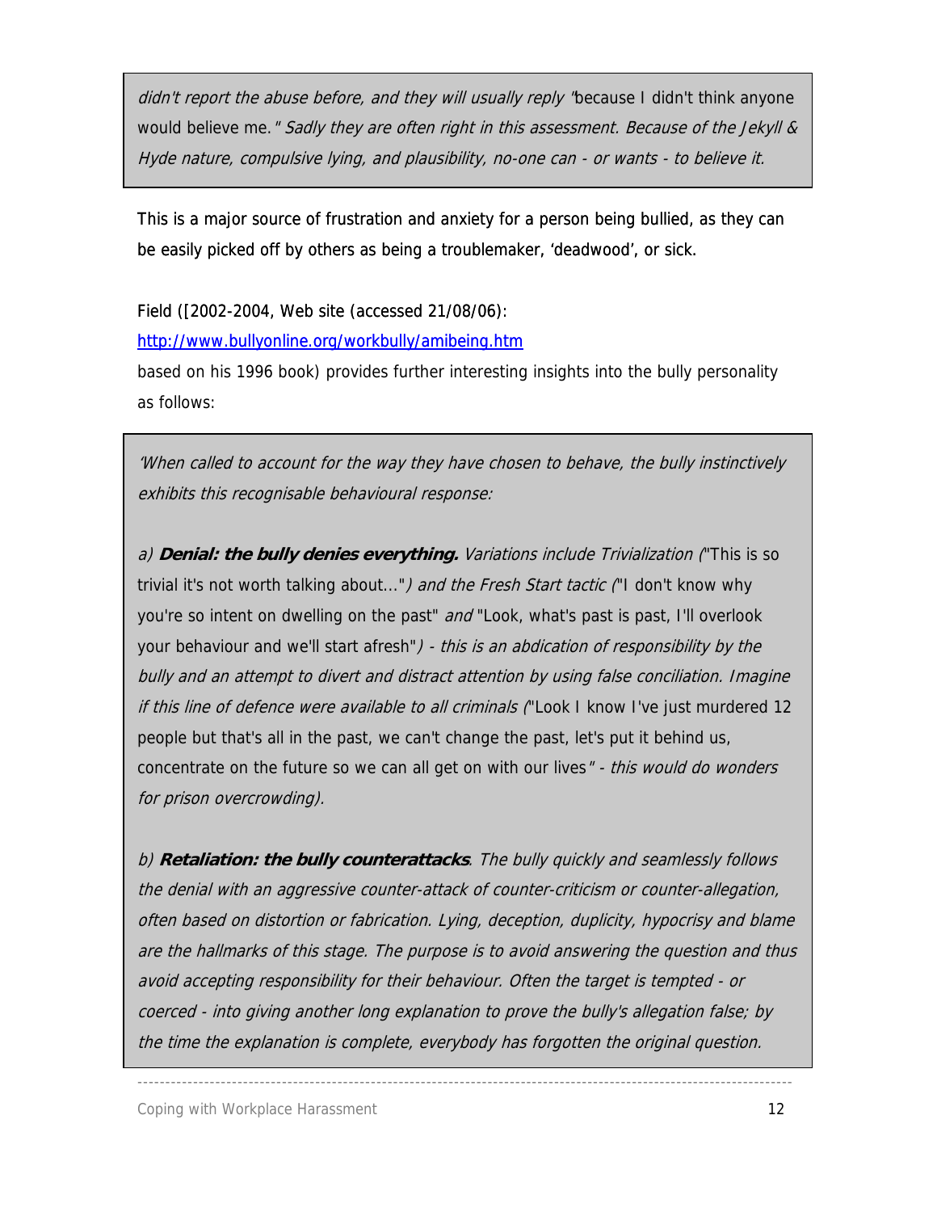> *didn't report the abuse before, and they will usually reply* "because I didn't think anyone would believe me." *Sadly they are often right in this assessment. Because of the Jekyll & Hyde nature, compulsive lying, and plausibility, no-one can - or wants - to believe it.*

This is a major source of frustration and anxiety for a person being bullied, as they can be easily picked off by others as being a troublemaker, 'deadwood', or sick.

Field ([2002-2004, Web site (accessed 21/08/06):
http://www.bullyonline.org/workbully/amibeing.htm
based on his 1996 book) provides further interesting insights into the bully personality as follows:

> *'When called to account for the way they have chosen to behave, the bully instinctively exhibits this recognisable behavioural response:*
>
> *a)* ***Denial: the bully denies everything.*** *Variations include Trivialization (*"This is so trivial it's not worth talking about..."*) and the Fresh Start tactic (*"I don't know why you're so intent on dwelling on the past" *and* "Look, what's past is past, I'll overlook your behaviour and we'll start afresh"*) - this is an abdication of responsibility by the bully and an attempt to divert and distract attention by using false conciliation. Imagine if this line of defence were available to all criminals (*"Look I know I've just murdered 12 people but that's all in the past, we can't change the past, let's put it behind us, concentrate on the future so we can all get on with our lives" *- this would do wonders for prison overcrowding).*
>
> *b)* ***Retaliation: the bully counterattacks****. The bully quickly and seamlessly follows the denial with an aggressive counter-attack of counter-criticism or counter-allegation, often based on distortion or fabrication. Lying, deception, duplicity, hypocrisy and blame are the hallmarks of this stage. The purpose is to avoid answering the question and thus avoid accepting responsibility for their behaviour. Often the target is tempted - or coerced - into giving another long explanation to prove the bully's allegation false; by the time the explanation is complete, everybody has forgotten the original question.*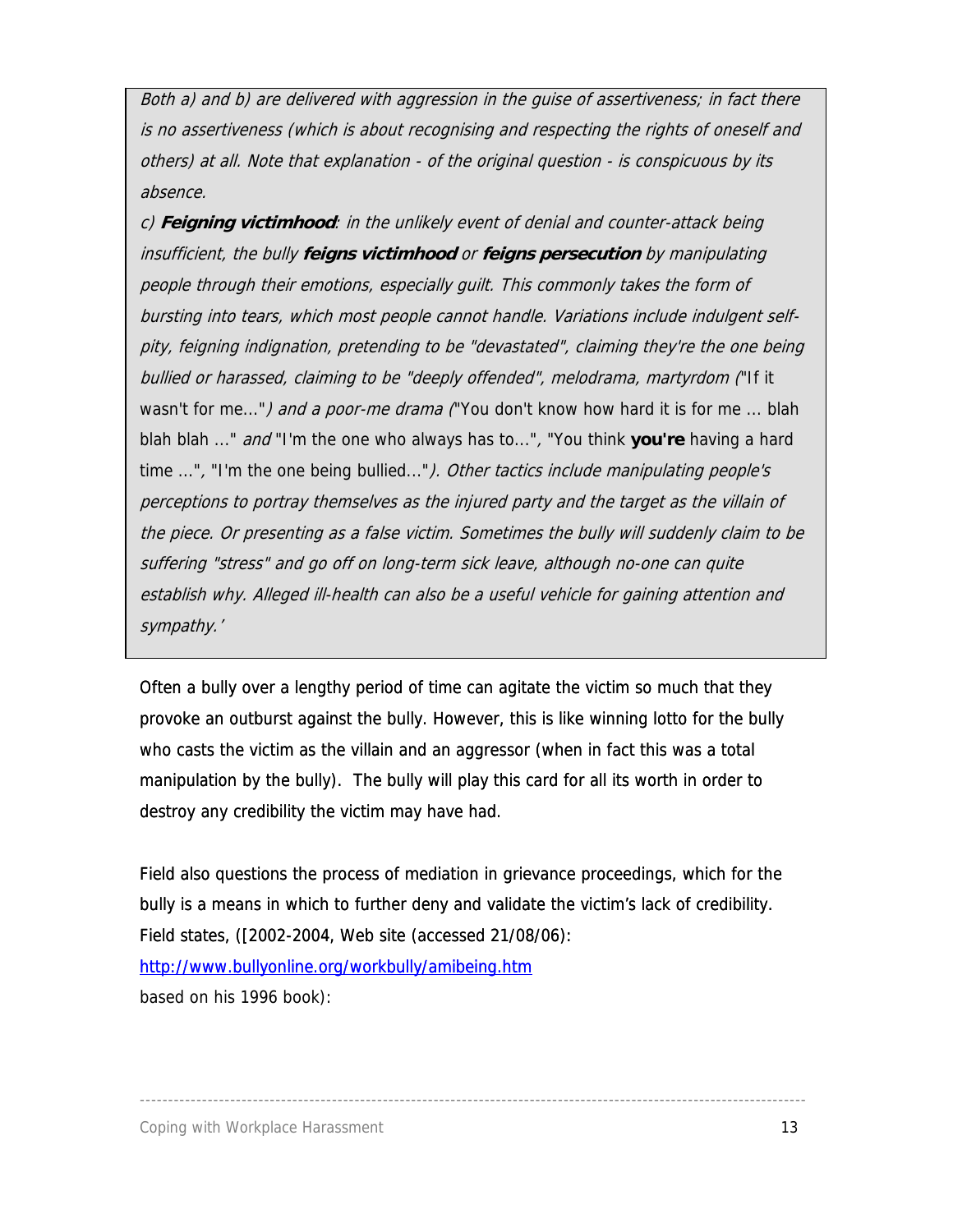> *Both a) and b) are delivered with aggression in the guise of assertiveness; in fact there is no assertiveness (which is about recognising and respecting the rights of oneself and others) at all. Note that explanation - of the original question - is conspicuous by its absence.*
>
> *c)* ***Feigning victimhood****: in the unlikely event of denial and counter-attack being insufficient, the bully* ***feigns victimhood*** *or* ***feigns persecution*** *by manipulating people through their emotions, especially guilt. This commonly takes the form of bursting into tears, which most people cannot handle. Variations include indulgent self-pity, feigning indignation, pretending to be "devastated", claiming they're the one being bullied or harassed, claiming to be "deeply offended", melodrama, martyrdom (*"If it wasn't for me..."*) and a poor-me drama (*"You don't know how hard it is for me ... blah blah blah ..." *and* "I'm the one who always has to...", "You think **you're** having a hard time ...", "I'm the one being bullied..."*). Other tactics include manipulating people's perceptions to portray themselves as the injured party and the target as the villain of the piece. Or presenting as a false victim. Sometimes the bully will suddenly claim to be suffering "stress" and go off on long-term sick leave, although no-one can quite establish why. Alleged ill-health can also be a useful vehicle for gaining attention and sympathy.'*

Often a bully over a lengthy period of time can agitate the victim so much that they provoke an outburst against the bully. However, this is like winning lotto for the bully who casts the victim as the villain and an aggressor (when in fact this was a total manipulation by the bully). The bully will play this card for all its worth in order to destroy any credibility the victim may have had.

Field also questions the process of mediation in grievance proceedings, which for the bully is a means in which to further deny and validate the victim's lack of credibility. Field states, ([2002-2004, Web site (accessed 21/08/06):
http://www.bullyonline.org/workbully/amibeing.htm
based on his 1996 book):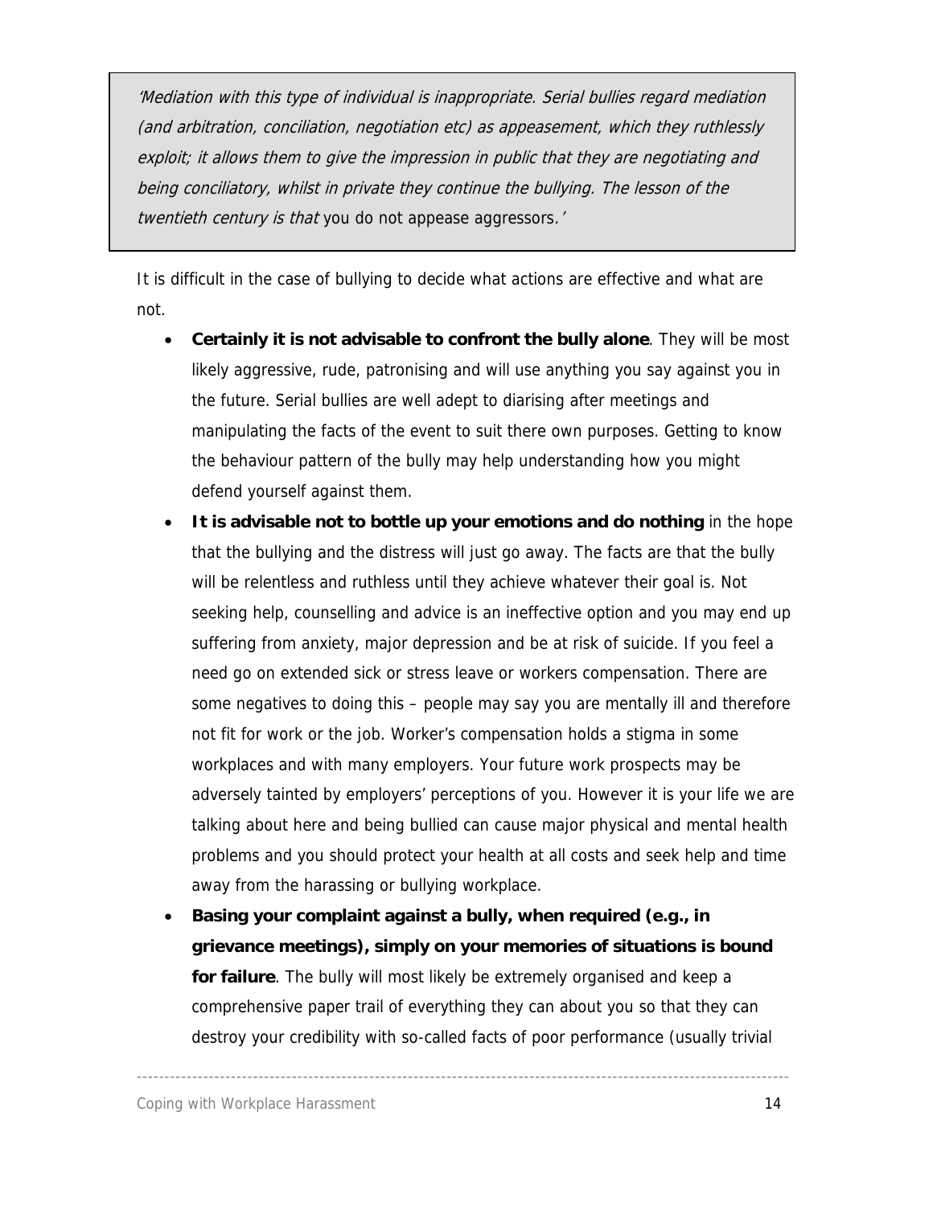> *'Mediation with this type of individual is inappropriate. Serial bullies regard mediation (and arbitration, conciliation, negotiation etc) as appeasement, which they ruthlessly exploit; it allows them to give the impression in public that they are negotiating and being conciliatory, whilst in private they continue the bullying. The lesson of the twentieth century is that* you do not appease aggressors*.'*

It is difficult in the case of bullying to decide what actions are effective and what are not.

- **Certainly it is not advisable to confront the bully alone**. They will be most likely aggressive, rude, patronising and will use anything you say against you in the future. Serial bullies are well adept to diarising after meetings and manipulating the facts of the event to suit there own purposes. Getting to know the behaviour pattern of the bully may help understanding how you might defend yourself against them.
- **It is advisable not to bottle up your emotions and do nothing** in the hope that the bullying and the distress will just go away. The facts are that the bully will be relentless and ruthless until they achieve whatever their goal is. Not seeking help, counselling and advice is an ineffective option and you may end up suffering from anxiety, major depression and be at risk of suicide. If you feel a need go on extended sick or stress leave or workers compensation. There are some negatives to doing this – people may say you are mentally ill and therefore not fit for work or the job. Worker's compensation holds a stigma in some workplaces and with many employers. Your future work prospects may be adversely tainted by employers' perceptions of you. However it is your life we are talking about here and being bullied can cause major physical and mental health problems and you should protect your health at all costs and seek help and time away from the harassing or bullying workplace.
- **Basing your complaint against a bully, when required (e.g., in grievance meetings), simply on your memories of situations is bound for failure**. The bully will most likely be extremely organised and keep a comprehensive paper trail of everything they can about you so that they can destroy your credibility with so-called facts of poor performance (usually trivial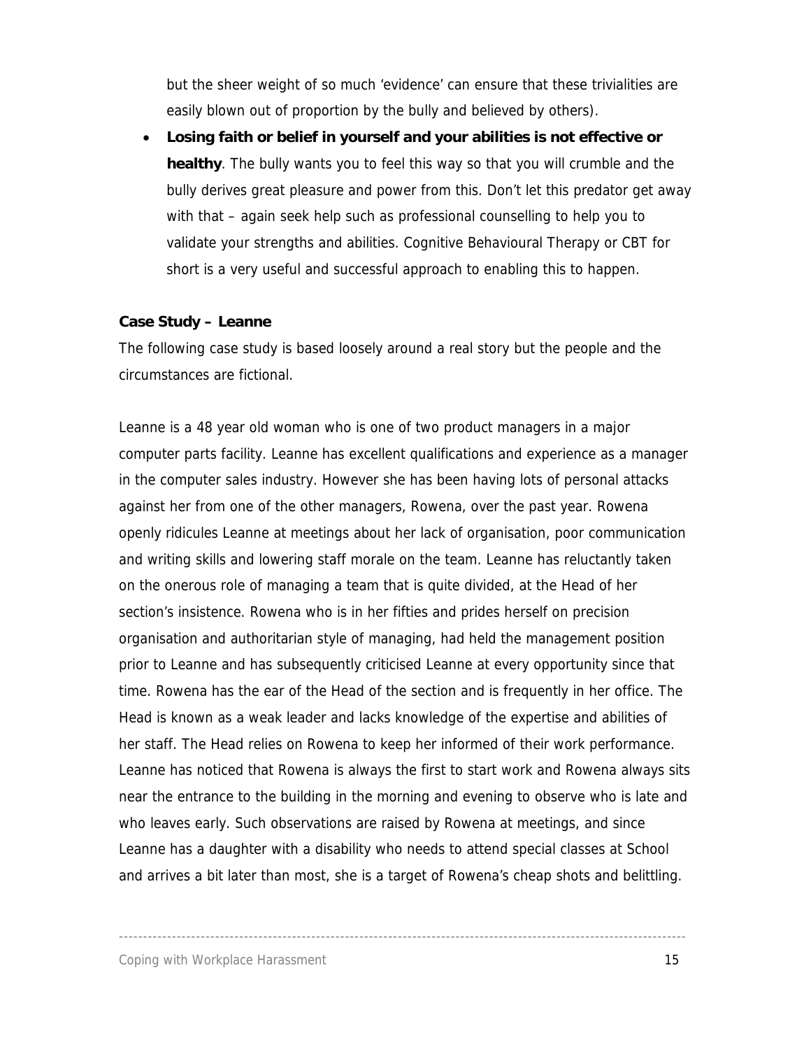but the sheer weight of so much 'evidence' can ensure that these trivialities are easily blown out of proportion by the bully and believed by others).

- **Losing faith or belief in yourself and your abilities is not effective or healthy**. The bully wants you to feel this way so that you will crumble and the bully derives great pleasure and power from this. Don't let this predator get away with that – again seek help such as professional counselling to help you to validate your strengths and abilities. Cognitive Behavioural Therapy or CBT for short is a very useful and successful approach to enabling this to happen.

**Case Study – Leanne**

The following case study is based loosely around a real story but the people and the circumstances are fictional.

Leanne is a 48 year old woman who is one of two product managers in a major computer parts facility. Leanne has excellent qualifications and experience as a manager in the computer sales industry. However she has been having lots of personal attacks against her from one of the other managers, Rowena, over the past year. Rowena openly ridicules Leanne at meetings about her lack of organisation, poor communication and writing skills and lowering staff morale on the team. Leanne has reluctantly taken on the onerous role of managing a team that is quite divided, at the Head of her section's insistence. Rowena who is in her fifties and prides herself on precision organisation and authoritarian style of managing, had held the management position prior to Leanne and has subsequently criticised Leanne at every opportunity since that time. Rowena has the ear of the Head of the section and is frequently in her office. The Head is known as a weak leader and lacks knowledge of the expertise and abilities of her staff. The Head relies on Rowena to keep her informed of their work performance. Leanne has noticed that Rowena is always the first to start work and Rowena always sits near the entrance to the building in the morning and evening to observe who is late and who leaves early. Such observations are raised by Rowena at meetings, and since Leanne has a daughter with a disability who needs to attend special classes at School and arrives a bit later than most, she is a target of Rowena's cheap shots and belittling.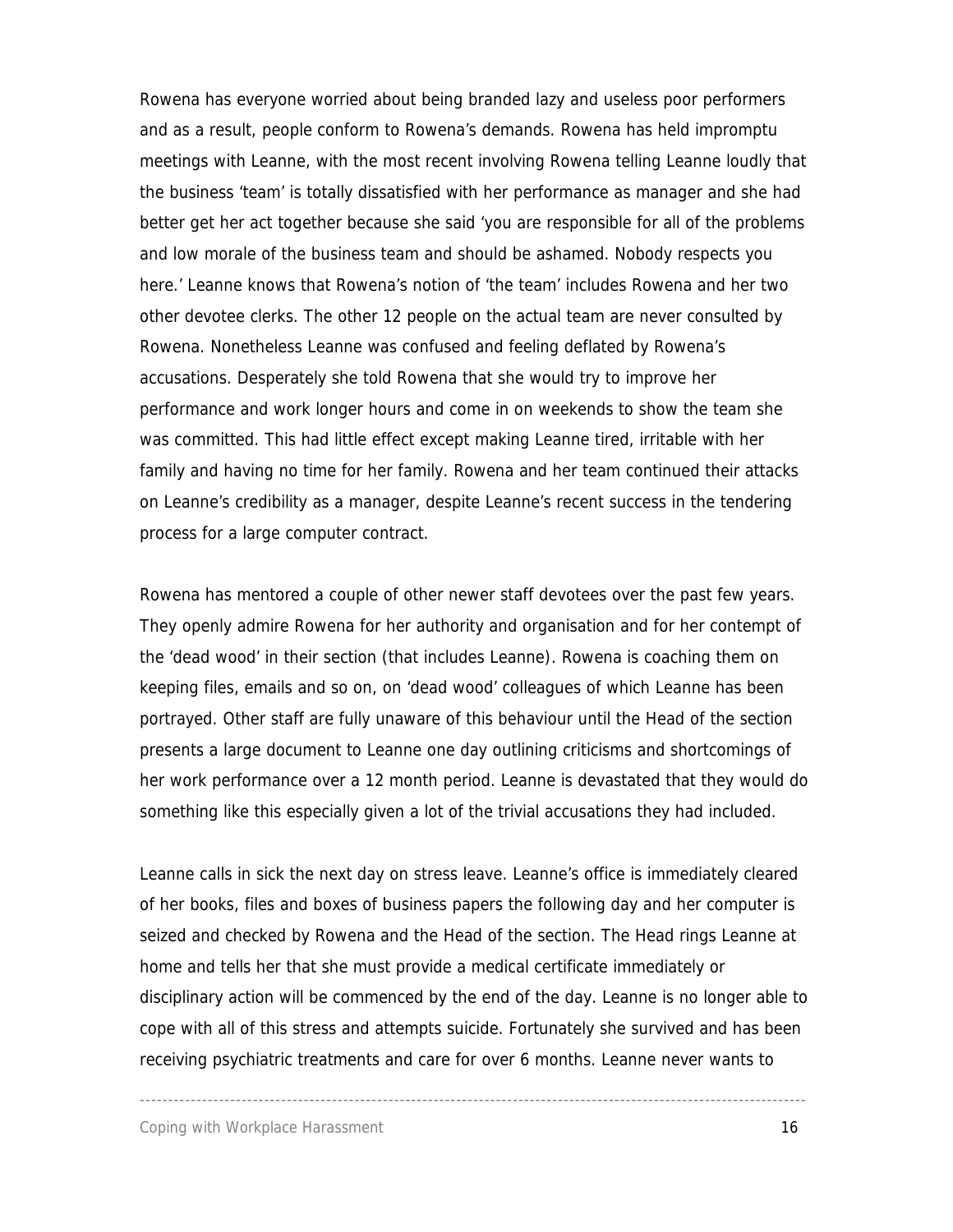Rowena has everyone worried about being branded lazy and useless poor performers and as a result, people conform to Rowena's demands. Rowena has held impromptu meetings with Leanne, with the most recent involving Rowena telling Leanne loudly that the business 'team' is totally dissatisfied with her performance as manager and she had better get her act together because she said 'you are responsible for all of the problems and low morale of the business team and should be ashamed. Nobody respects you here.' Leanne knows that Rowena's notion of 'the team' includes Rowena and her two other devotee clerks. The other 12 people on the actual team are never consulted by Rowena. Nonetheless Leanne was confused and feeling deflated by Rowena's accusations. Desperately she told Rowena that she would try to improve her performance and work longer hours and come in on weekends to show the team she was committed. This had little effect except making Leanne tired, irritable with her family and having no time for her family. Rowena and her team continued their attacks on Leanne's credibility as a manager, despite Leanne's recent success in the tendering process for a large computer contract.

Rowena has mentored a couple of other newer staff devotees over the past few years. They openly admire Rowena for her authority and organisation and for her contempt of the 'dead wood' in their section (that includes Leanne). Rowena is coaching them on keeping files, emails and so on, on 'dead wood' colleagues of which Leanne has been portrayed. Other staff are fully unaware of this behaviour until the Head of the section presents a large document to Leanne one day outlining criticisms and shortcomings of her work performance over a 12 month period. Leanne is devastated that they would do something like this especially given a lot of the trivial accusations they had included.

Leanne calls in sick the next day on stress leave. Leanne's office is immediately cleared of her books, files and boxes of business papers the following day and her computer is seized and checked by Rowena and the Head of the section. The Head rings Leanne at home and tells her that she must provide a medical certificate immediately or disciplinary action will be commenced by the end of the day. Leanne is no longer able to cope with all of this stress and attempts suicide. Fortunately she survived and has been receiving psychiatric treatments and care for over 6 months. Leanne never wants to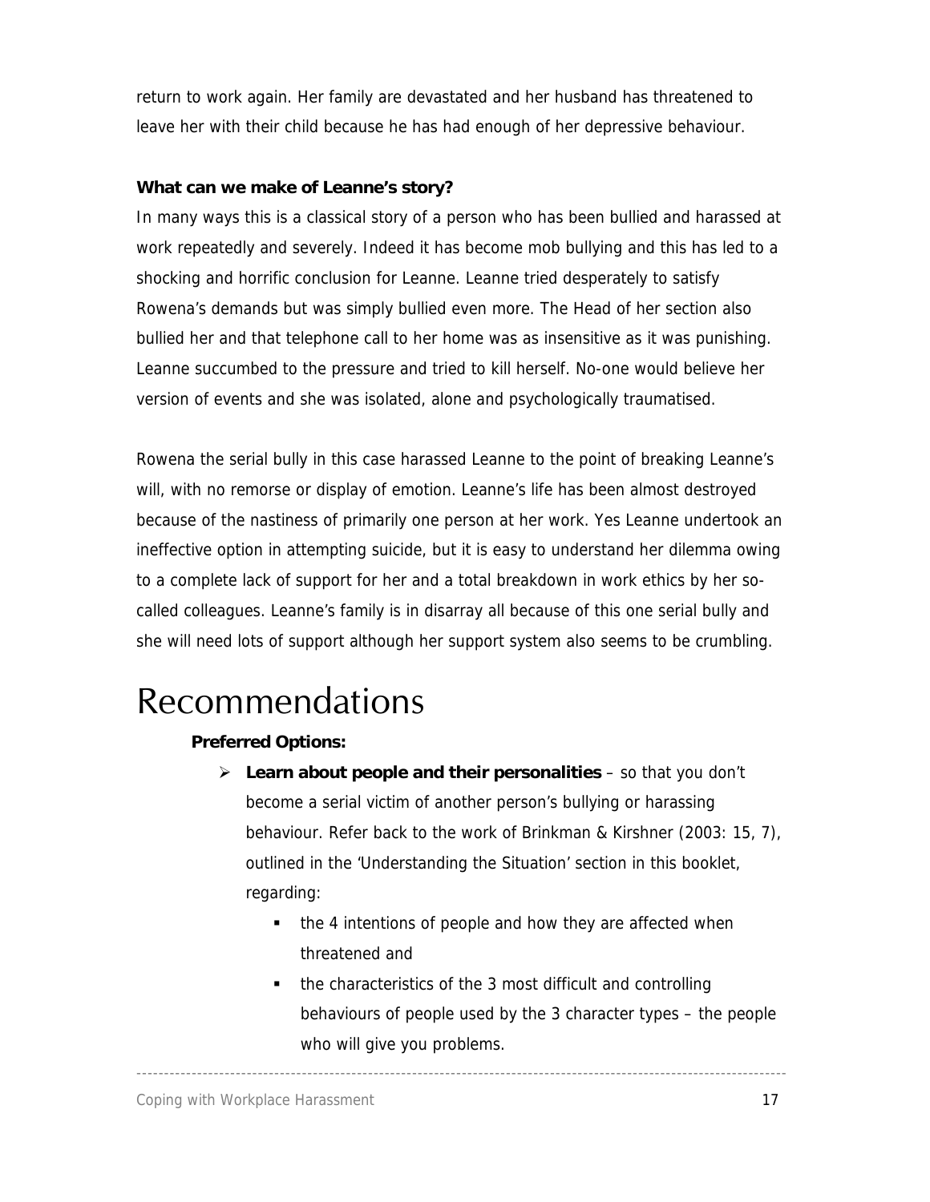return to work again. Her family are devastated and her husband has threatened to leave her with their child because he has had enough of her depressive behaviour.

**What can we make of Leanne's story?**

In many ways this is a classical story of a person who has been bullied and harassed at work repeatedly and severely. Indeed it has become mob bullying and this has led to a shocking and horrific conclusion for Leanne. Leanne tried desperately to satisfy Rowena's demands but was simply bullied even more. The Head of her section also bullied her and that telephone call to her home was as insensitive as it was punishing. Leanne succumbed to the pressure and tried to kill herself. No-one would believe her version of events and she was isolated, alone and psychologically traumatised.

Rowena the serial bully in this case harassed Leanne to the point of breaking Leanne's will, with no remorse or display of emotion. Leanne's life has been almost destroyed because of the nastiness of primarily one person at her work. Yes Leanne undertook an ineffective option in attempting suicide, but it is easy to understand her dilemma owing to a complete lack of support for her and a total breakdown in work ethics by her so-called colleagues. Leanne's family is in disarray all because of this one serial bully and she will need lots of support although her support system also seems to be crumbling.

# Recommendations

**Preferred Options:**

- **Learn about people and their personalities** – so that you don't become a serial victim of another person's bullying or harassing behaviour. Refer back to the work of Brinkman & Kirshner (2003: 15, 7), outlined in the 'Understanding the Situation' section in this booklet, regarding:
  - the 4 intentions of people and how they are affected when threatened and
  - the characteristics of the 3 most difficult and controlling behaviours of people used by the 3 character types – the people who will give you problems.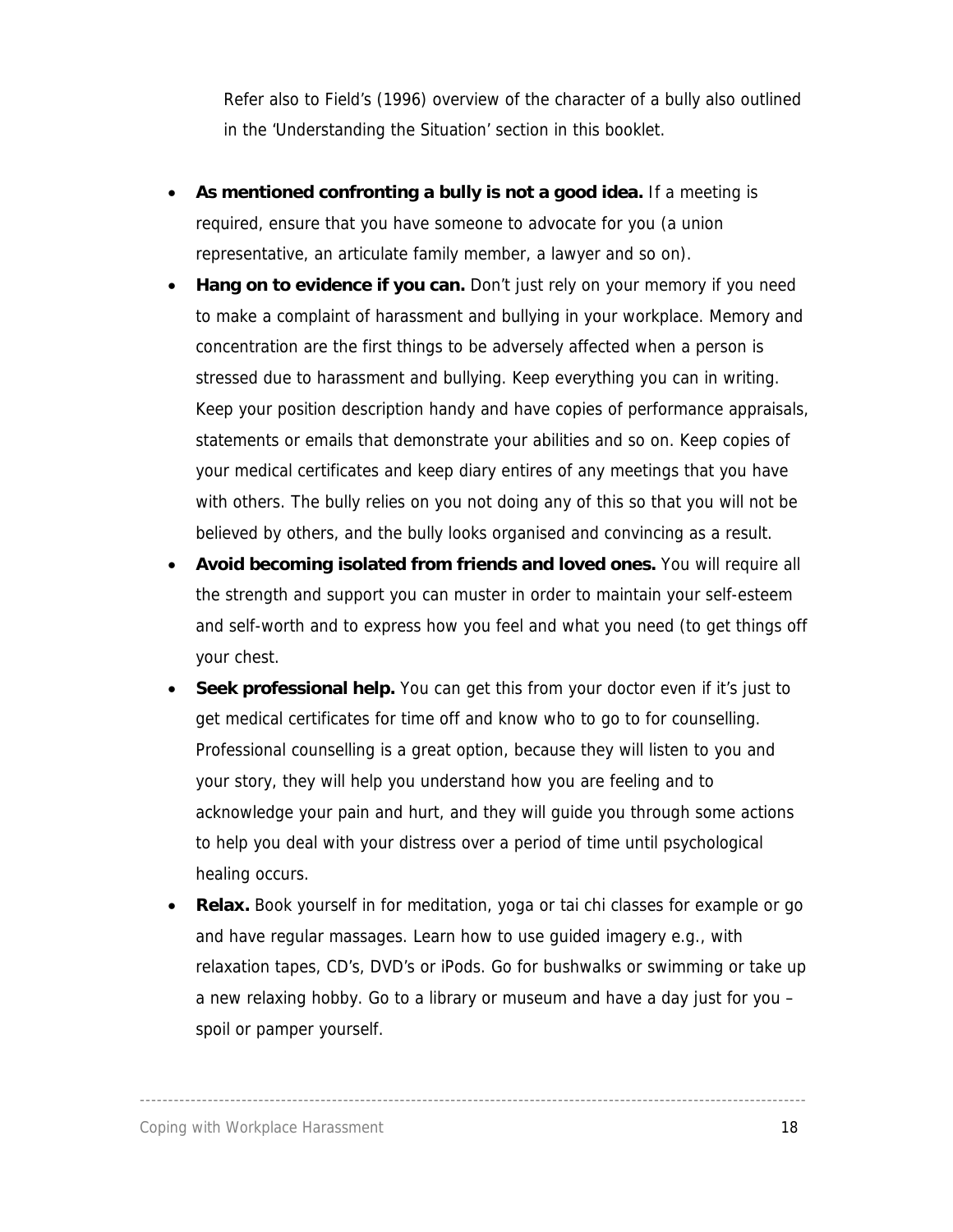Refer also to Field's (1996) overview of the character of a bully also outlined in the 'Understanding the Situation' section in this booklet.

- **As mentioned confronting a bully is not a good idea.** If a meeting is required, ensure that you have someone to advocate for you (a union representative, an articulate family member, a lawyer and so on).
- **Hang on to evidence if you can.** Don't just rely on your memory if you need to make a complaint of harassment and bullying in your workplace. Memory and concentration are the first things to be adversely affected when a person is stressed due to harassment and bullying. Keep everything you can in writing. Keep your position description handy and have copies of performance appraisals, statements or emails that demonstrate your abilities and so on. Keep copies of your medical certificates and keep diary entires of any meetings that you have with others. The bully relies on you not doing any of this so that you will not be believed by others, and the bully looks organised and convincing as a result.
- **Avoid becoming isolated from friends and loved ones.** You will require all the strength and support you can muster in order to maintain your self-esteem and self-worth and to express how you feel and what you need (to get things off your chest.
- **Seek professional help.** You can get this from your doctor even if it's just to get medical certificates for time off and know who to go to for counselling. Professional counselling is a great option, because they will listen to you and your story, they will help you understand how you are feeling and to acknowledge your pain and hurt, and they will guide you through some actions to help you deal with your distress over a period of time until psychological healing occurs.
- **Relax.** Book yourself in for meditation, yoga or tai chi classes for example or go and have regular massages. Learn how to use guided imagery e.g., with relaxation tapes, CD's, DVD's or iPods. Go for bushwalks or swimming or take up a new relaxing hobby. Go to a library or museum and have a day just for you – spoil or pamper yourself.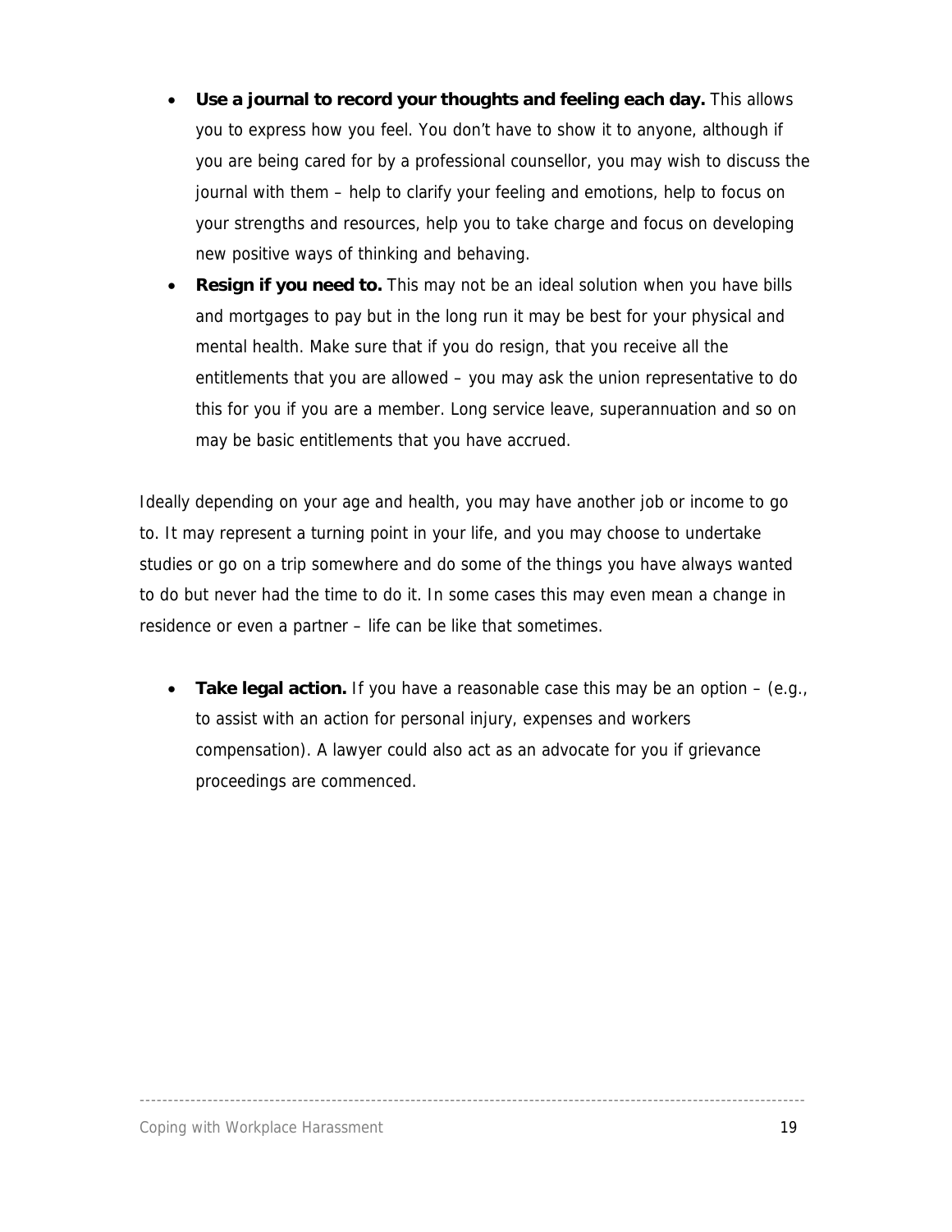- **Use a journal to record your thoughts and feeling each day.** This allows you to express how you feel. You don't have to show it to anyone, although if you are being cared for by a professional counsellor, you may wish to discuss the journal with them – help to clarify your feeling and emotions, help to focus on your strengths and resources, help you to take charge and focus on developing new positive ways of thinking and behaving.
- **Resign if you need to.** This may not be an ideal solution when you have bills and mortgages to pay but in the long run it may be best for your physical and mental health. Make sure that if you do resign, that you receive all the entitlements that you are allowed – you may ask the union representative to do this for you if you are a member. Long service leave, superannuation and so on may be basic entitlements that you have accrued.

Ideally depending on your age and health, you may have another job or income to go to. It may represent a turning point in your life, and you may choose to undertake studies or go on a trip somewhere and do some of the things you have always wanted to do but never had the time to do it. In some cases this may even mean a change in residence or even a partner – life can be like that sometimes.

- **Take legal action.** If you have a reasonable case this may be an option – (e.g., to assist with an action for personal injury, expenses and workers compensation). A lawyer could also act as an advocate for you if grievance proceedings are commenced.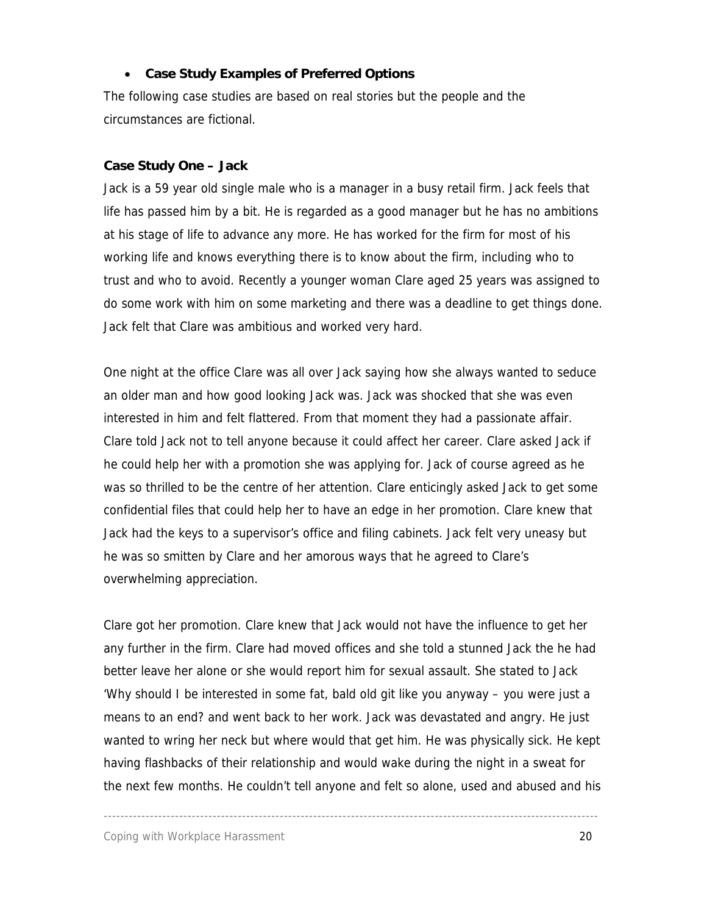- **Case Study Examples of Preferred Options**

The following case studies are based on real stories but the people and the circumstances are fictional.

**Case Study One – Jack**

Jack is a 59 year old single male who is a manager in a busy retail firm. Jack feels that life has passed him by a bit. He is regarded as a good manager but he has no ambitions at his stage of life to advance any more. He has worked for the firm for most of his working life and knows everything there is to know about the firm, including who to trust and who to avoid. Recently a younger woman Clare aged 25 years was assigned to do some work with him on some marketing and there was a deadline to get things done. Jack felt that Clare was ambitious and worked very hard.

One night at the office Clare was all over Jack saying how she always wanted to seduce an older man and how good looking Jack was. Jack was shocked that she was even interested in him and felt flattered. From that moment they had a passionate affair. Clare told Jack not to tell anyone because it could affect her career. Clare asked Jack if he could help her with a promotion she was applying for. Jack of course agreed as he was so thrilled to be the centre of her attention. Clare enticingly asked Jack to get some confidential files that could help her to have an edge in her promotion. Clare knew that Jack had the keys to a supervisor's office and filing cabinets. Jack felt very uneasy but he was so smitten by Clare and her amorous ways that he agreed to Clare's overwhelming appreciation.

Clare got her promotion. Clare knew that Jack would not have the influence to get her any further in the firm. Clare had moved offices and she told a stunned Jack the he had better leave her alone or she would report him for sexual assault. She stated to Jack 'Why should I be interested in some fat, bald old git like you anyway – you were just a means to an end? and went back to her work. Jack was devastated and angry. He just wanted to wring her neck but where would that get him. He was physically sick. He kept having flashbacks of their relationship and would wake during the night in a sweat for the next few months. He couldn't tell anyone and felt so alone, used and abused and his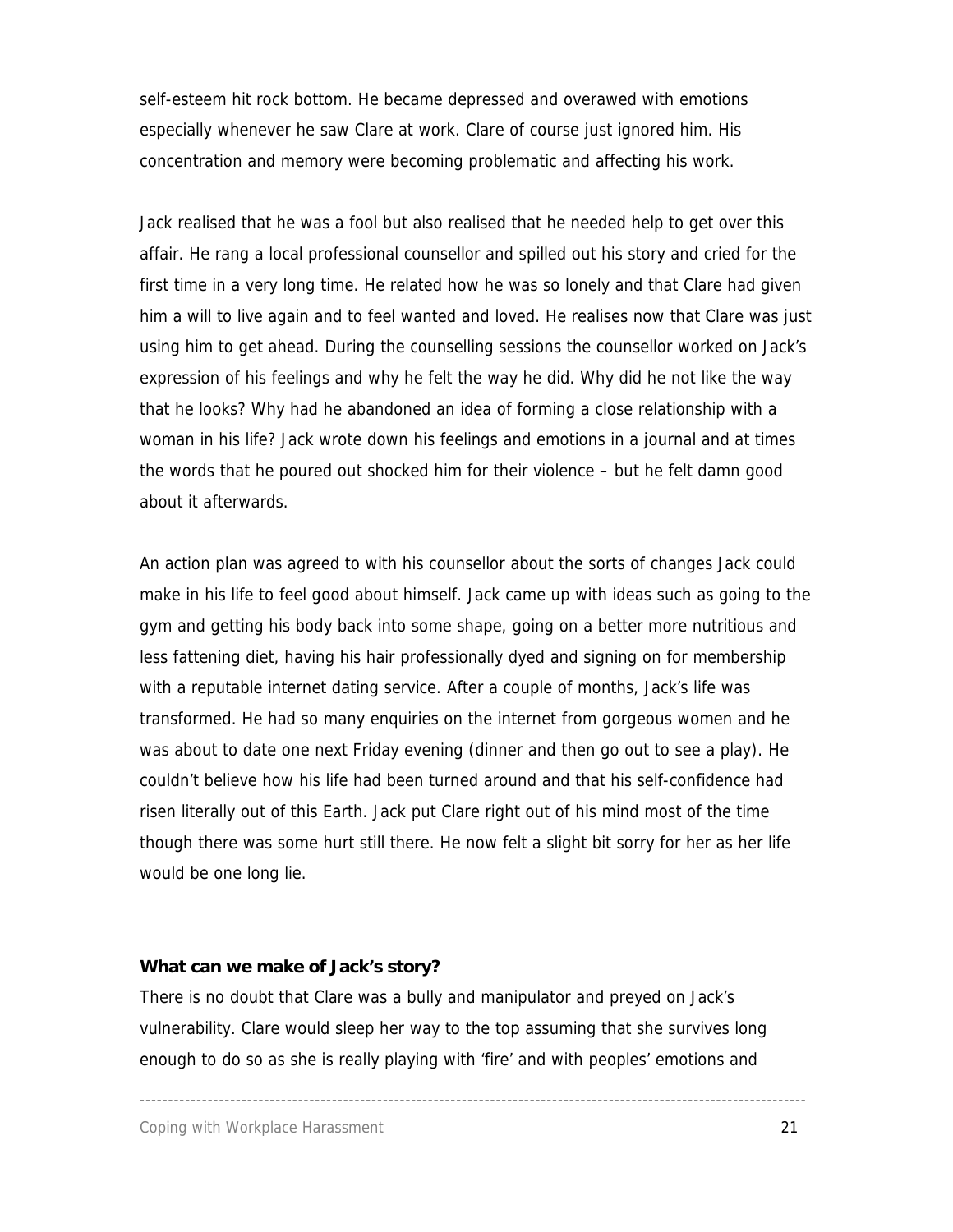self-esteem hit rock bottom. He became depressed and overawed with emotions especially whenever he saw Clare at work. Clare of course just ignored him. His concentration and memory were becoming problematic and affecting his work.

Jack realised that he was a fool but also realised that he needed help to get over this affair. He rang a local professional counsellor and spilled out his story and cried for the first time in a very long time. He related how he was so lonely and that Clare had given him a will to live again and to feel wanted and loved. He realises now that Clare was just using him to get ahead. During the counselling sessions the counsellor worked on Jack's expression of his feelings and why he felt the way he did. Why did he not like the way that he looks? Why had he abandoned an idea of forming a close relationship with a woman in his life? Jack wrote down his feelings and emotions in a journal and at times the words that he poured out shocked him for their violence – but he felt damn good about it afterwards.

An action plan was agreed to with his counsellor about the sorts of changes Jack could make in his life to feel good about himself. Jack came up with ideas such as going to the gym and getting his body back into some shape, going on a better more nutritious and less fattening diet, having his hair professionally dyed and signing on for membership with a reputable internet dating service. After a couple of months, Jack's life was transformed. He had so many enquiries on the internet from gorgeous women and he was about to date one next Friday evening (dinner and then go out to see a play). He couldn't believe how his life had been turned around and that his self-confidence had risen literally out of this Earth. Jack put Clare right out of his mind most of the time though there was some hurt still there. He now felt a slight bit sorry for her as her life would be one long lie.

**What can we make of Jack's story?**

There is no doubt that Clare was a bully and manipulator and preyed on Jack's vulnerability. Clare would sleep her way to the top assuming that she survives long enough to do so as she is really playing with 'fire' and with peoples' emotions and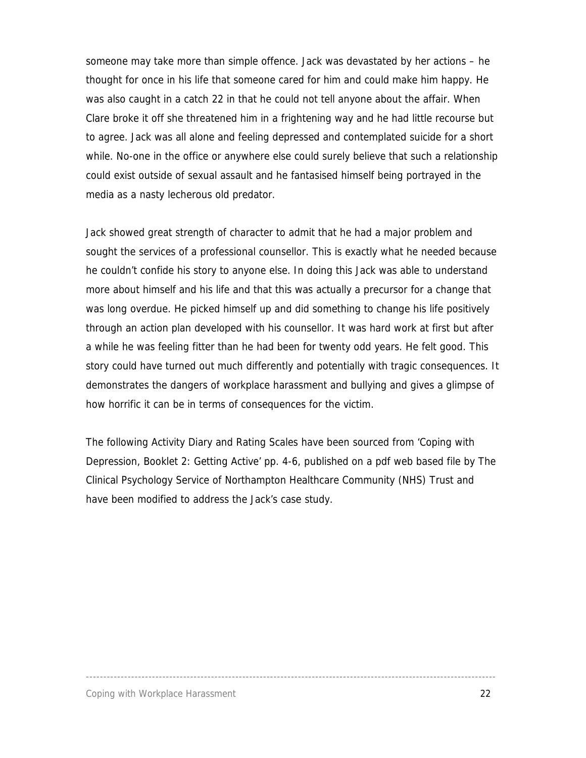someone may take more than simple offence. Jack was devastated by her actions – he thought for once in his life that someone cared for him and could make him happy. He was also caught in a catch 22 in that he could not tell anyone about the affair. When Clare broke it off she threatened him in a frightening way and he had little recourse but to agree. Jack was all alone and feeling depressed and contemplated suicide for a short while. No-one in the office or anywhere else could surely believe that such a relationship could exist outside of sexual assault and he fantasised himself being portrayed in the media as a nasty lecherous old predator.

Jack showed great strength of character to admit that he had a major problem and sought the services of a professional counsellor. This is exactly what he needed because he couldn't confide his story to anyone else. In doing this Jack was able to understand more about himself and his life and that this was actually a precursor for a change that was long overdue. He picked himself up and did something to change his life positively through an action plan developed with his counsellor. It was hard work at first but after a while he was feeling fitter than he had been for twenty odd years. He felt good. This story could have turned out much differently and potentially with tragic consequences. It demonstrates the dangers of workplace harassment and bullying and gives a glimpse of how horrific it can be in terms of consequences for the victim.

The following Activity Diary and Rating Scales have been sourced from 'Coping with Depression, Booklet 2: Getting Active' pp. 4-6, published on a pdf web based file by The Clinical Psychology Service of Northampton Healthcare Community (NHS) Trust and have been modified to address the Jack's case study.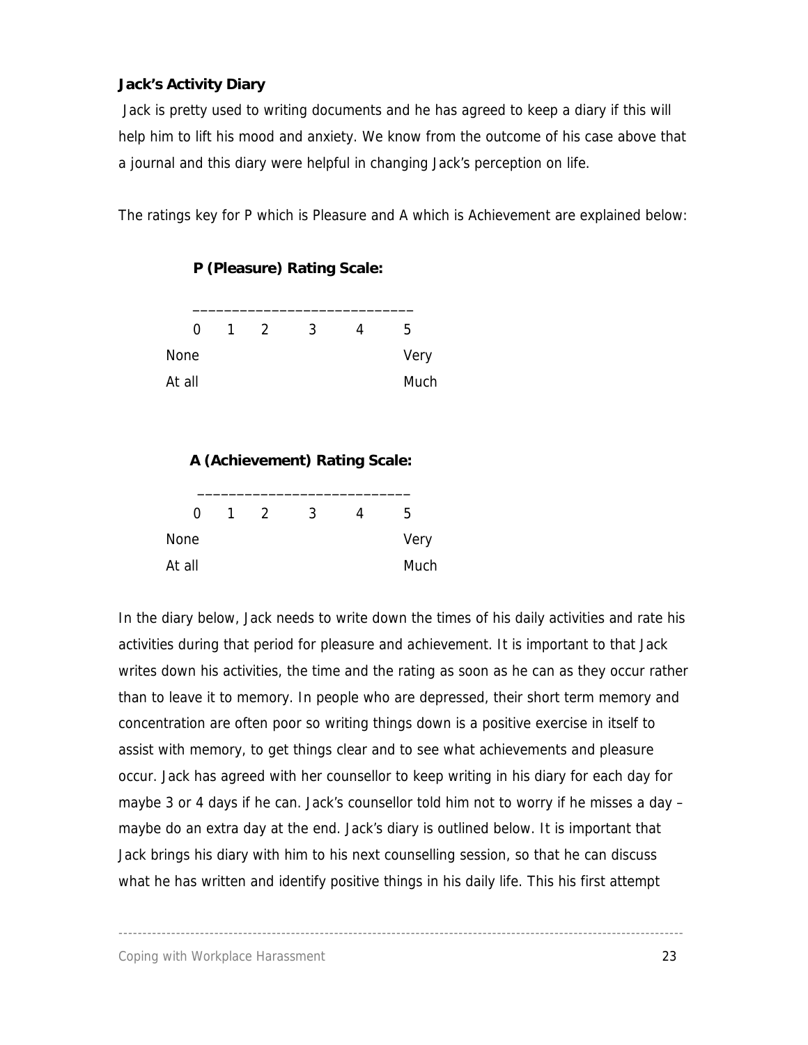**Jack's Activity Diary**

Jack is pretty used to writing documents and he has agreed to keep a diary if this will help him to lift his mood and anxiety. We know from the outcome of his case above that a journal and this diary were helpful in changing Jack's perception on life.

The ratings key for P which is Pleasure and A which is Achievement are explained below:

**P (Pleasure) Rating Scale:**

| 0 | 1 | 2 | 3 | 4 | 5 |
|---|---|---|---|---|---|
| None At all | | | | | Very Much |

**A (Achievement) Rating Scale:**

| 0 | 1 | 2 | 3 | 4 | 5 |
|---|---|---|---|---|---|
| None At all | | | | | Very Much |

In the diary below, Jack needs to write down the times of his daily activities and rate his activities during that period for pleasure and achievement. It is important to that Jack writes down his activities, the time and the rating as soon as he can as they occur rather than to leave it to memory. In people who are depressed, their short term memory and concentration are often poor so writing things down is a positive exercise in itself to assist with memory, to get things clear and to see what achievements and pleasure occur. Jack has agreed with her counsellor to keep writing in his diary for each day for maybe 3 or 4 days if he can. Jack's counsellor told him not to worry if he misses a day – maybe do an extra day at the end. Jack's diary is outlined below. It is important that Jack brings his diary with him to his next counselling session, so that he can discuss what he has written and identify positive things in his daily life. This his first attempt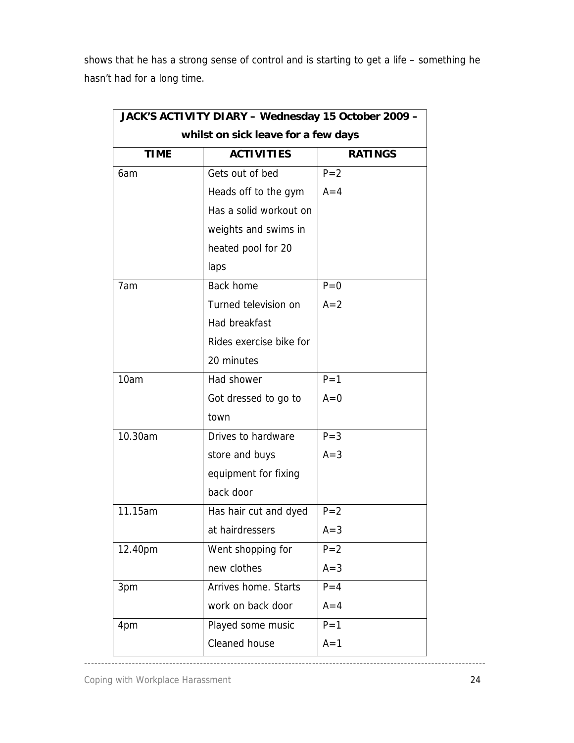shows that he has a strong sense of control and is starting to get a life – something he hasn't had for a long time.

| **JACK'S ACTIVITY DIARY – Wednesday 15 October 2009 – whilst on sick leave for a few days** | | |
|---|---|---|
| **TIME** | **ACTIVITIES** | **RATINGS** |
| 6am | Gets out of bed<br>Heads off to the gym<br>Has a solid workout on weights and swims in heated pool for 20 laps | P=2<br>A=4 |
| 7am | Back home<br>Turned television on<br>Had breakfast<br>Rides exercise bike for 20 minutes | P=0<br>A=2 |
| 10am | Had shower<br>Got dressed to go to town | P=1<br>A=0 |
| 10.30am | Drives to hardware store and buys equipment for fixing back door | P=3<br>A=3 |
| 11.15am | Has hair cut and dyed at hairdressers | P=2<br>A=3 |
| 12.40pm | Went shopping for new clothes | P=2<br>A=3 |
| 3pm | Arrives home. Starts work on back door | P=4<br>A=4 |
| 4pm | Played some music<br>Cleaned house | P=1<br>A=1 |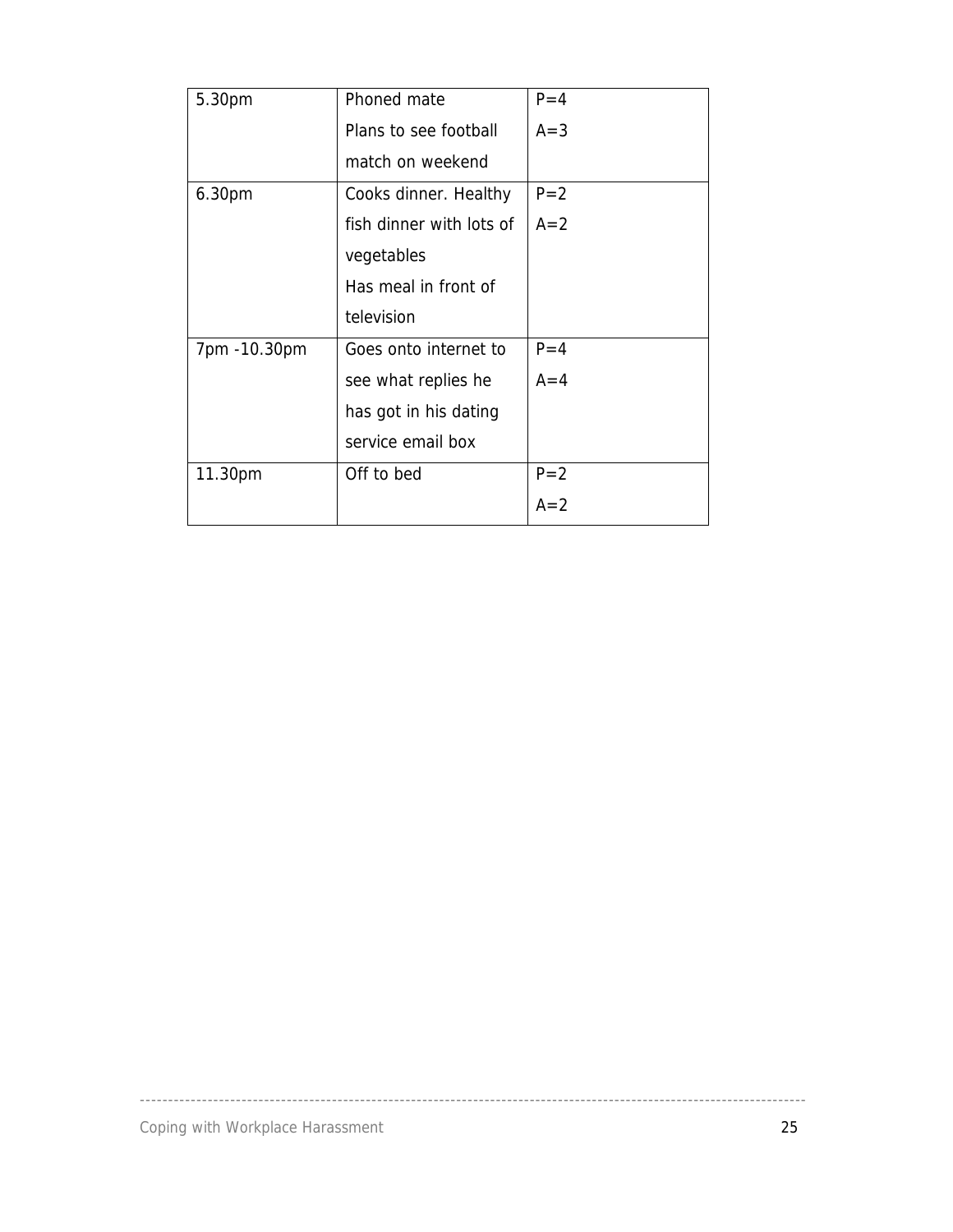| | | |
|---|---|---|
| 5.30pm | Phoned mate<br>Plans to see football match on weekend | P=4<br>A=3 |
| 6.30pm | Cooks dinner. Healthy fish dinner with lots of vegetables<br>Has meal in front of television | P=2<br>A=2 |
| 7pm -10.30pm | Goes onto internet to see what replies he has got in his dating service email box | P=4<br>A=4 |
| 11.30pm | Off to bed | P=2<br>A=2 |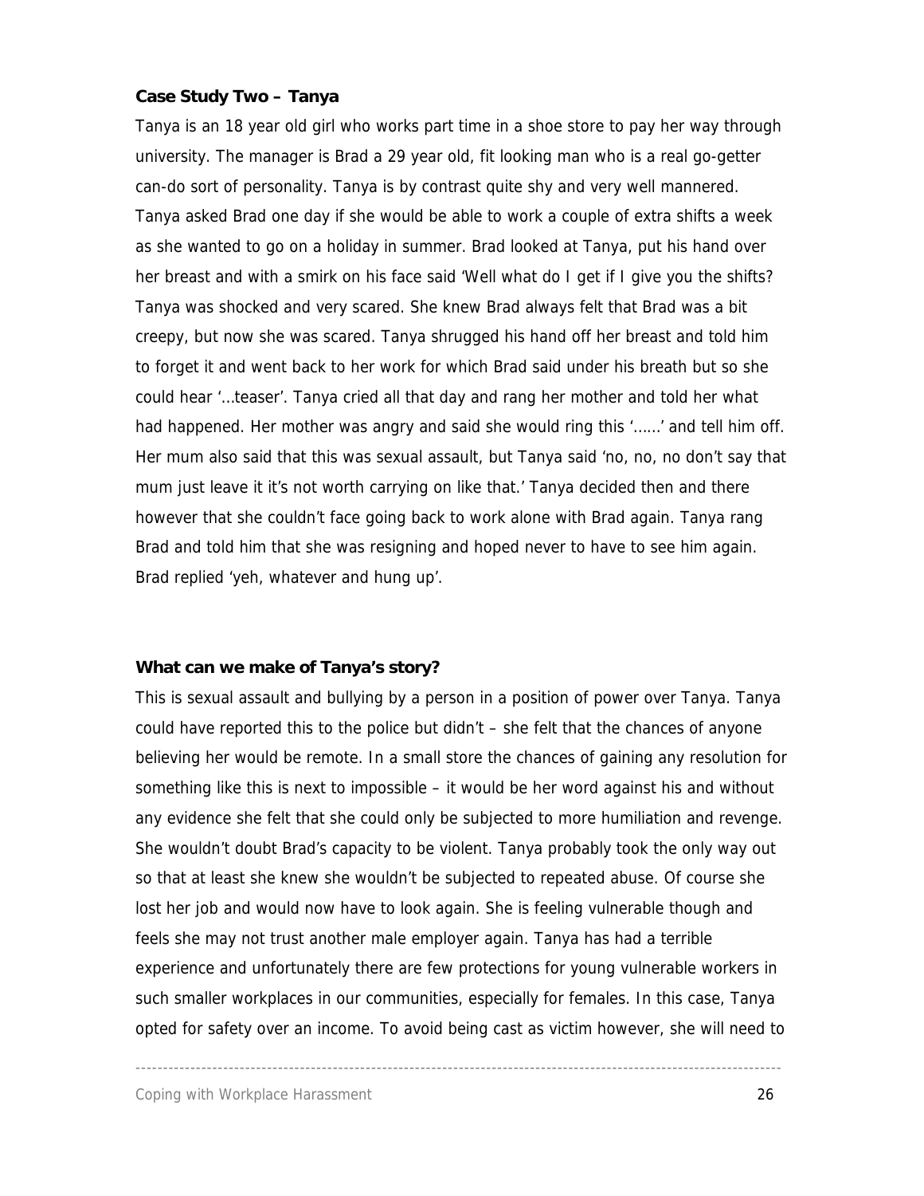**Case Study Two – Tanya**

Tanya is an 18 year old girl who works part time in a shoe store to pay her way through university. The manager is Brad a 29 year old, fit looking man who is a real go-getter can-do sort of personality. Tanya is by contrast quite shy and very well mannered. Tanya asked Brad one day if she would be able to work a couple of extra shifts a week as she wanted to go on a holiday in summer. Brad looked at Tanya, put his hand over her breast and with a smirk on his face said 'Well what do I get if I give you the shifts? Tanya was shocked and very scared. She knew Brad always felt that Brad was a bit creepy, but now she was scared. Tanya shrugged his hand off her breast and told him to forget it and went back to her work for which Brad said under his breath but so she could hear '…teaser'. Tanya cried all that day and rang her mother and told her what had happened. Her mother was angry and said she would ring this '……' and tell him off. Her mum also said that this was sexual assault, but Tanya said 'no, no, no don't say that mum just leave it it's not worth carrying on like that.' Tanya decided then and there however that she couldn't face going back to work alone with Brad again. Tanya rang Brad and told him that she was resigning and hoped never to have to see him again. Brad replied 'yeh, whatever and hung up'.

**What can we make of Tanya's story?**

This is sexual assault and bullying by a person in a position of power over Tanya. Tanya could have reported this to the police but didn't – she felt that the chances of anyone believing her would be remote. In a small store the chances of gaining any resolution for something like this is next to impossible – it would be her word against his and without any evidence she felt that she could only be subjected to more humiliation and revenge. She wouldn't doubt Brad's capacity to be violent. Tanya probably took the only way out so that at least she knew she wouldn't be subjected to repeated abuse. Of course she lost her job and would now have to look again. She is feeling vulnerable though and feels she may not trust another male employer again. Tanya has had a terrible experience and unfortunately there are few protections for young vulnerable workers in such smaller workplaces in our communities, especially for females. In this case, Tanya opted for safety over an income. To avoid being cast as victim however, she will need to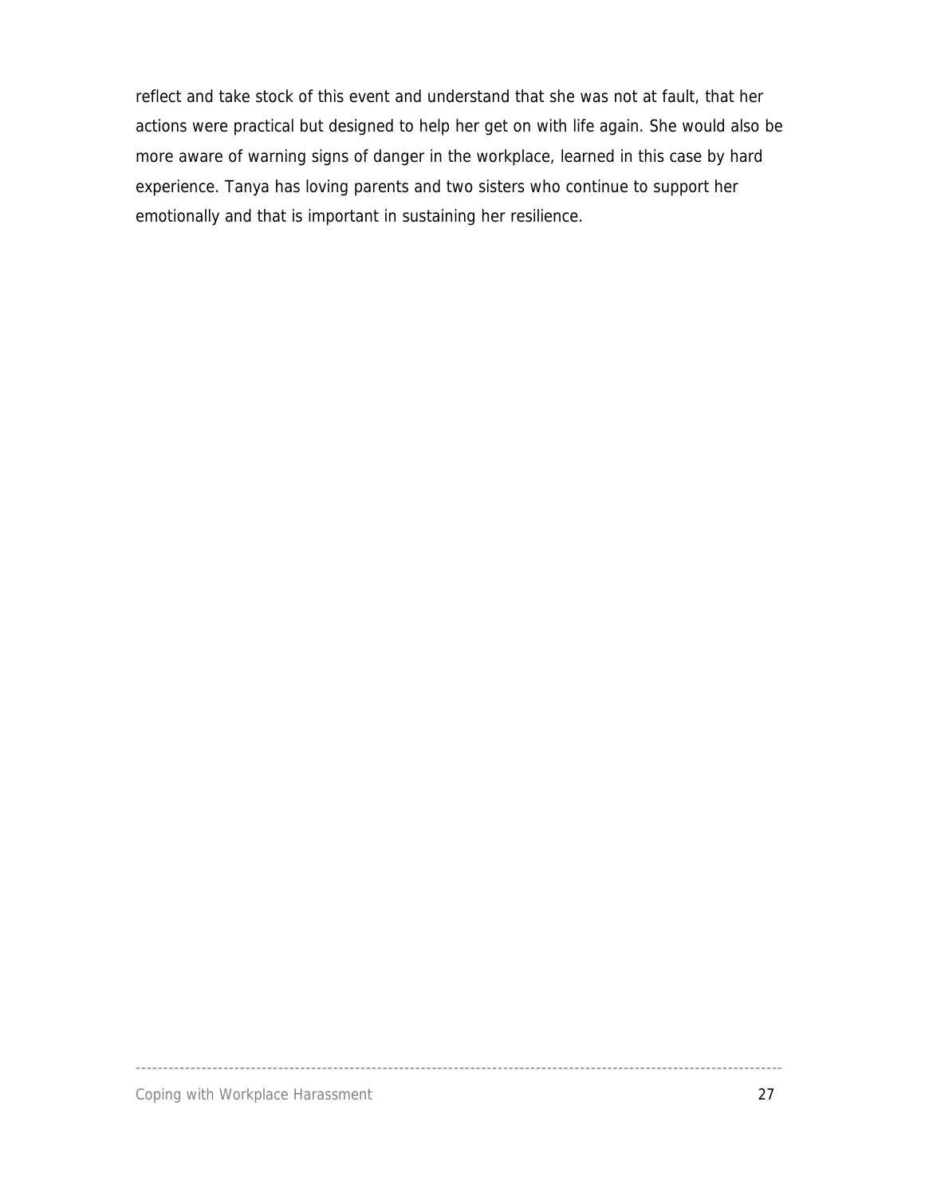reflect and take stock of this event and understand that she was not at fault, that her actions were practical but designed to help her get on with life again. She would also be more aware of warning signs of danger in the workplace, learned in this case by hard experience. Tanya has loving parents and two sisters who continue to support her emotionally and that is important in sustaining her resilience.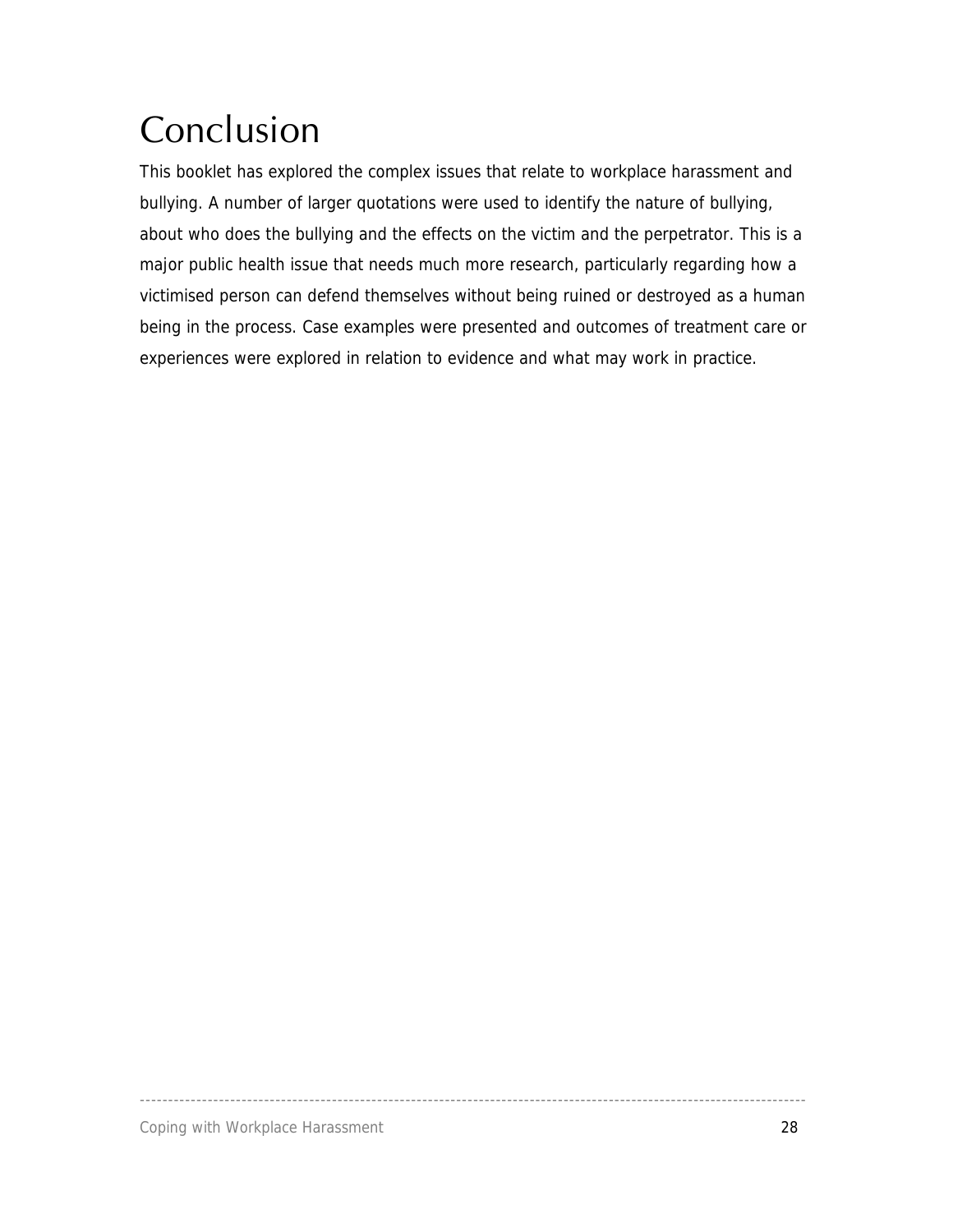# Conclusion

This booklet has explored the complex issues that relate to workplace harassment and bullying. A number of larger quotations were used to identify the nature of bullying, about who does the bullying and the effects on the victim and the perpetrator. This is a major public health issue that needs much more research, particularly regarding how a victimised person can defend themselves without being ruined or destroyed as a human being in the process. Case examples were presented and outcomes of treatment care or experiences were explored in relation to evidence and what may work in practice.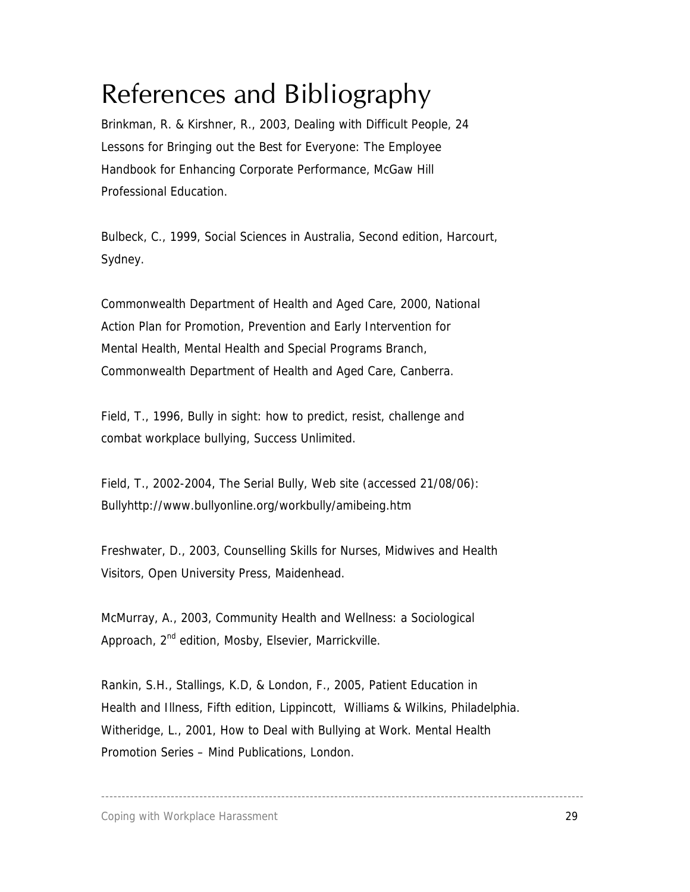# References and Bibliography

Brinkman, R. & Kirshner, R., 2003, Dealing with Difficult People, 24 Lessons for Bringing out the Best for Everyone: The Employee Handbook for Enhancing Corporate Performance, McGaw Hill Professional Education.

Bulbeck, C., 1999, Social Sciences in Australia, Second edition, Harcourt, Sydney.

Commonwealth Department of Health and Aged Care, 2000, National Action Plan for Promotion, Prevention and Early Intervention for Mental Health, Mental Health and Special Programs Branch, Commonwealth Department of Health and Aged Care, Canberra.

Field, T., 1996, Bully in sight: how to predict, resist, challenge and combat workplace bullying, Success Unlimited.

Field, T., 2002-2004, The Serial Bully, Web site (accessed 21/08/06): Bullyhttp://www.bullyonline.org/workbully/amibeing.htm

Freshwater, D., 2003, Counselling Skills for Nurses, Midwives and Health Visitors, Open University Press, Maidenhead.

McMurray, A., 2003, Community Health and Wellness: a Sociological Approach, 2nd edition, Mosby, Elsevier, Marrickville.

Rankin, S.H., Stallings, K.D, & London, F., 2005, Patient Education in Health and Illness, Fifth edition, Lippincott, Williams & Wilkins, Philadelphia.
Witheridge, L., 2001, How to Deal with Bullying at Work. Mental Health Promotion Series – Mind Publications, London.